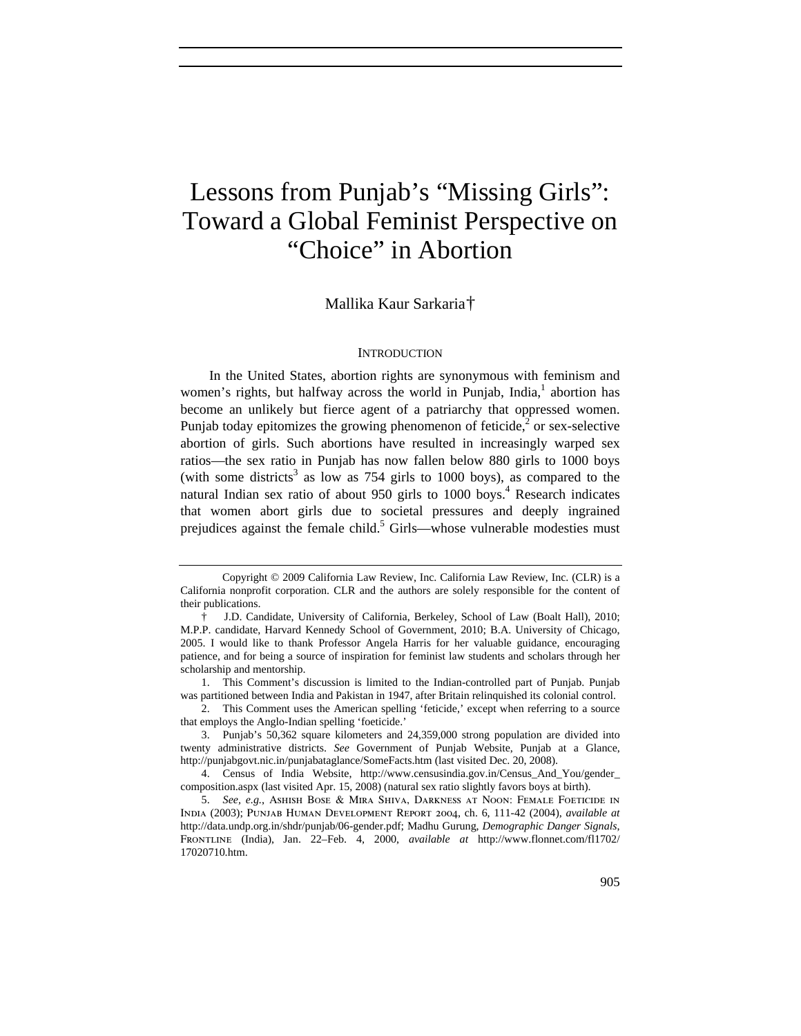# Lessons from Punjab's "Missing Girls": Toward a Global Feminist Perspective on "Choice" in Abortion

Mallika Kaur Sarkaria†

## INTRODUCTION

In the United States, abortion rights are synonymous with feminism and women's rights, but halfway across the world in Punjab, India,[1] abortion has become an unlikely but fierce agent of a patriarchy that oppressed women. Punjab today epitomizes the growing phenomenon of feticide,[2] or sex-selective abortion of girls. Such abortions have resulted in increasingly warped sex ratios—the sex ratio in Punjab has now fallen below 880 girls to 1000 boys (with some districts[3] as low as 754 girls to 1000 boys), as compared to the natural Indian sex ratio of about 950 girls to 1000 boys.[4] Research indicates that women abort girls due to societal pressures and deeply ingrained prejudices against the female child.[5] Girls—whose vulnerable modesties must

---

Copyright © 2009 California Law Review, Inc. California Law Review, Inc. (CLR) is a California nonprofit corporation. CLR and the authors are solely responsible for the content of their publications.

† J.D. Candidate, University of California, Berkeley, School of Law (Boalt Hall), 2010; M.P.P. candidate, Harvard Kennedy School of Government, 2010; B.A. University of Chicago, 2005. I would like to thank Professor Angela Harris for her valuable guidance, encouraging patience, and for being a source of inspiration for feminist law students and scholars through her scholarship and mentorship.

1. This Comment's discussion is limited to the Indian-controlled part of Punjab. Punjab was partitioned between India and Pakistan in 1947, after Britain relinquished its colonial control.

2. This Comment uses the American spelling 'feticide,' except when referring to a source that employs the Anglo-Indian spelling 'foeticide.'

3. Punjab's 50,362 square kilometers and 24,359,000 strong population are divided into twenty administrative districts. *See* Government of Punjab Website, Punjab at a Glance, http://punjabgovt.nic.in/punjabataglance/SomeFacts.htm (last visited Dec. 20, 2008).

4. Census of India Website, http://www.censusindia.gov.in/Census_And_You/gender_composition.aspx (last visited Apr. 15, 2008) (natural sex ratio slightly favors boys at birth).

5. *See, e.g.*, Ashish Bose & Mira Shiva, Darkness at Noon: Female Foeticide in India (2003); Punjab Human Development Report 2004, ch. 6, 111-42 (2004), *available at* http://data.undp.org.in/shdr/punjab/06-gender.pdf; Madhu Gurung, *Demographic Danger Signals*, Frontline (India), Jan. 22–Feb. 4, 2000, *available at* http://www.flonnet.com/fl1702/17020710.htm.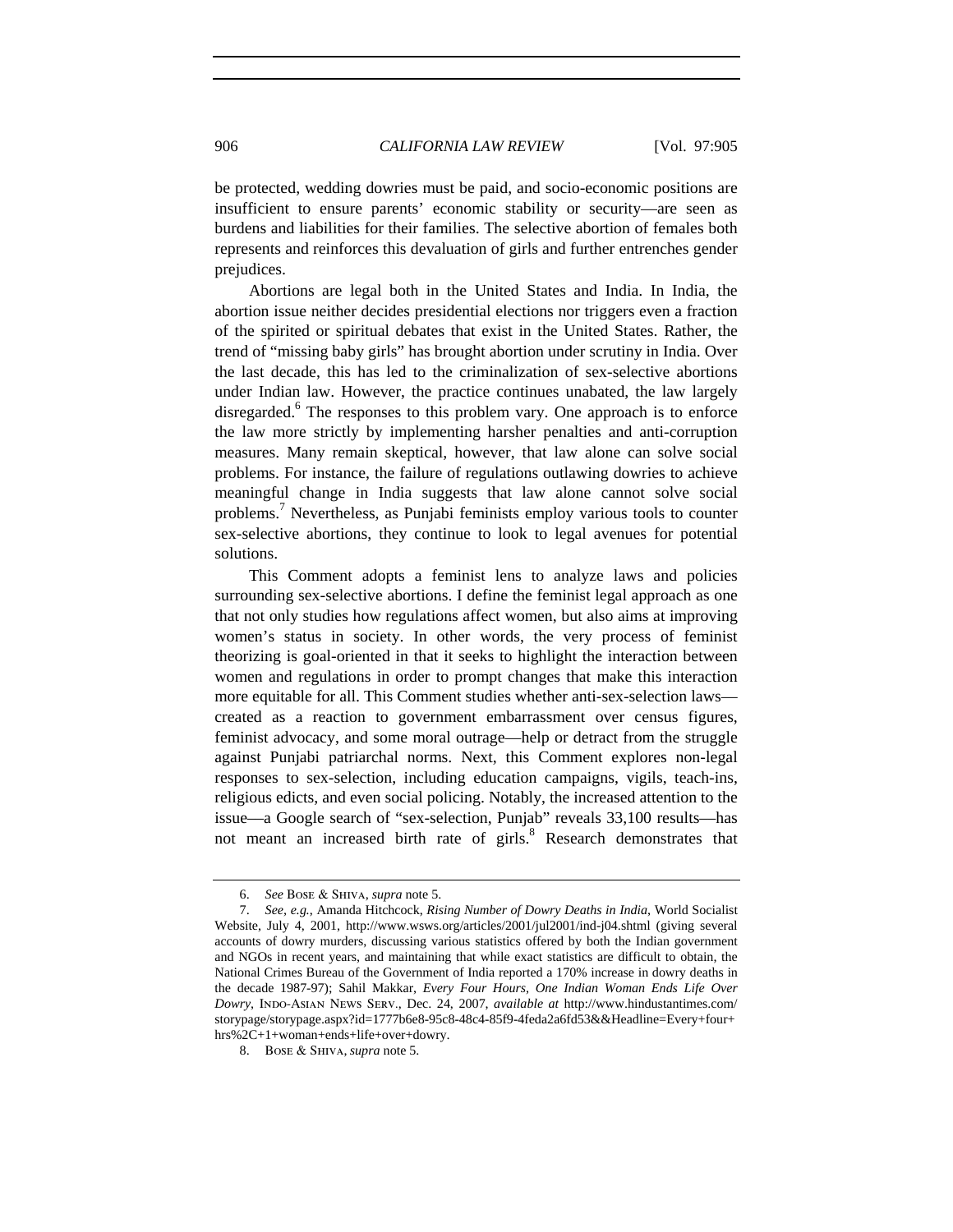be protected, wedding dowries must be paid, and socio-economic positions are insufficient to ensure parents' economic stability or security—are seen as burdens and liabilities for their families. The selective abortion of females both represents and reinforces this devaluation of girls and further entrenches gender prejudices.

Abortions are legal both in the United States and India. In India, the abortion issue neither decides presidential elections nor triggers even a fraction of the spirited or spiritual debates that exist in the United States. Rather, the trend of "missing baby girls" has brought abortion under scrutiny in India. Over the last decade, this has led to the criminalization of sex-selective abortions under Indian law. However, the practice continues unabated, the law largely disregarded.[6] The responses to this problem vary. One approach is to enforce the law more strictly by implementing harsher penalties and anti-corruption measures. Many remain skeptical, however, that law alone can solve social problems. For instance, the failure of regulations outlawing dowries to achieve meaningful change in India suggests that law alone cannot solve social problems.[7] Nevertheless, as Punjabi feminists employ various tools to counter sex-selective abortions, they continue to look to legal avenues for potential solutions.

This Comment adopts a feminist lens to analyze laws and policies surrounding sex-selective abortions. I define the feminist legal approach as one that not only studies how regulations affect women, but also aims at improving women's status in society. In other words, the very process of feminist theorizing is goal-oriented in that it seeks to highlight the interaction between women and regulations in order to prompt changes that make this interaction more equitable for all. This Comment studies whether anti-sex-selection laws—created as a reaction to government embarrassment over census figures, feminist advocacy, and some moral outrage—help or detract from the struggle against Punjabi patriarchal norms. Next, this Comment explores non-legal responses to sex-selection, including education campaigns, vigils, teach-ins, religious edicts, and even social policing. Notably, the increased attention to the issue—a Google search of "sex-selection, Punjab" reveals 33,100 results—has not meant an increased birth rate of girls.[8] Research demonstrates that

---

6. *See* Bose & Shiva, *supra* note 5.

7. *See, e.g.*, Amanda Hitchcock, *Rising Number of Dowry Deaths in India*, World Socialist Website, July 4, 2001, http://www.wsws.org/articles/2001/jul2001/ind-j04.shtml (giving several accounts of dowry murders, discussing various statistics offered by both the Indian government and NGOs in recent years, and maintaining that while exact statistics are difficult to obtain, the National Crimes Bureau of the Government of India reported a 170% increase in dowry deaths in the decade 1987-97); Sahil Makkar, *Every Four Hours, One Indian Woman Ends Life Over Dowry*, Indo-Asian News Serv., Dec. 24, 2007, *available at* http://www.hindustantimes.com/storypage/storypage.aspx?id=1777b6e8-95c8-48c4-85f9-4feda2a6fd53&&Headline=Every+four+hrs%2C+1+woman+ends+life+over+dowry.

8. Bose & Shiva, *supra* note 5.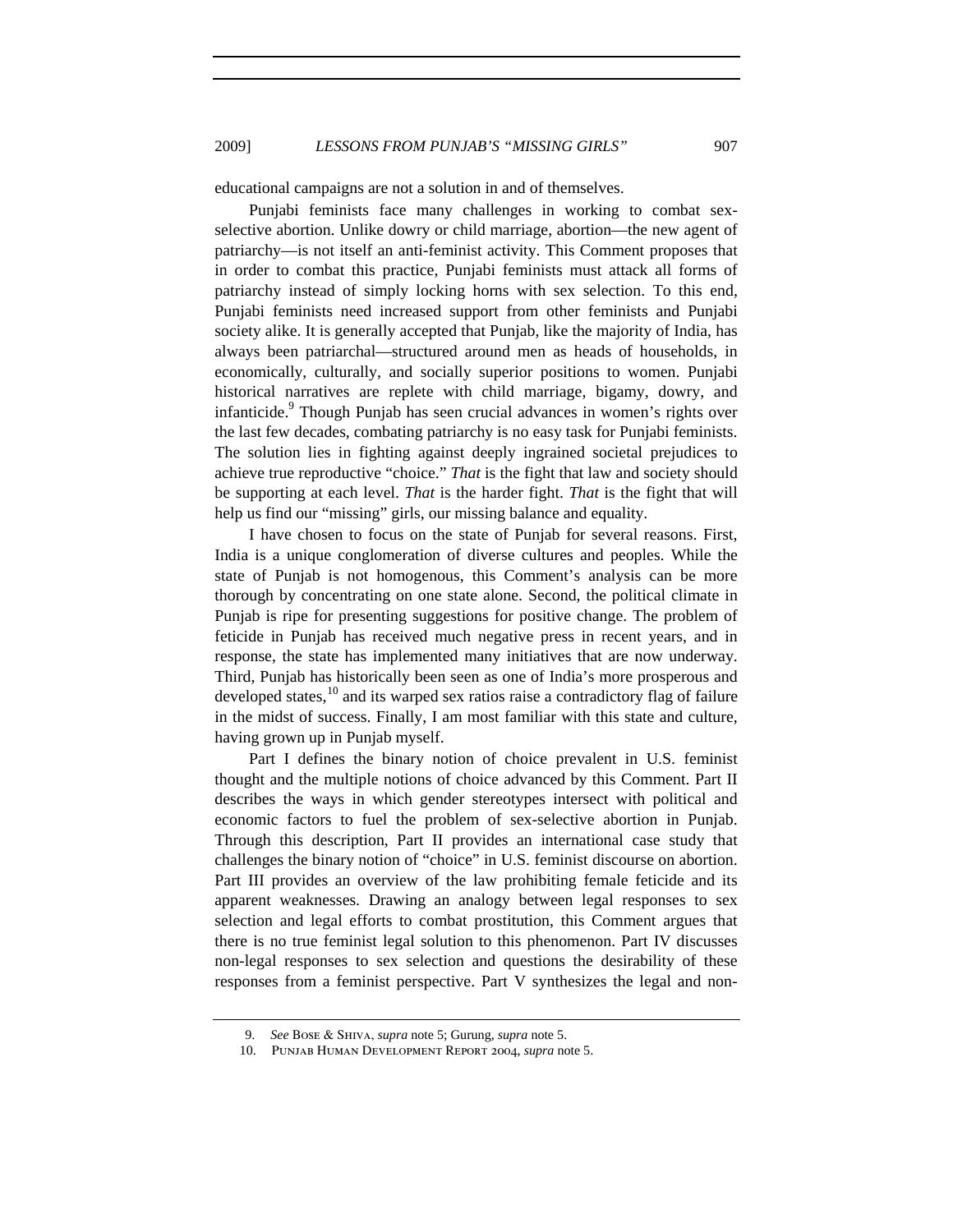educational campaigns are not a solution in and of themselves.

Punjabi feminists face many challenges in working to combat sex-selective abortion. Unlike dowry or child marriage, abortion—the new agent of patriarchy—is not itself an anti-feminist activity. This Comment proposes that in order to combat this practice, Punjabi feminists must attack all forms of patriarchy instead of simply locking horns with sex selection. To this end, Punjabi feminists need increased support from other feminists and Punjabi society alike. It is generally accepted that Punjab, like the majority of India, has always been patriarchal—structured around men as heads of households, in economically, culturally, and socially superior positions to women. Punjabi historical narratives are replete with child marriage, bigamy, dowry, and infanticide.[9] Though Punjab has seen crucial advances in women's rights over the last few decades, combating patriarchy is no easy task for Punjabi feminists. The solution lies in fighting against deeply ingrained societal prejudices to achieve true reproductive "choice." *That* is the fight that law and society should be supporting at each level. *That* is the harder fight. *That* is the fight that will help us find our "missing" girls, our missing balance and equality.

I have chosen to focus on the state of Punjab for several reasons. First, India is a unique conglomeration of diverse cultures and peoples. While the state of Punjab is not homogenous, this Comment's analysis can be more thorough by concentrating on one state alone. Second, the political climate in Punjab is ripe for presenting suggestions for positive change. The problem of feticide in Punjab has received much negative press in recent years, and in response, the state has implemented many initiatives that are now underway. Third, Punjab has historically been seen as one of India's more prosperous and developed states,[10] and its warped sex ratios raise a contradictory flag of failure in the midst of success. Finally, I am most familiar with this state and culture, having grown up in Punjab myself.

Part I defines the binary notion of choice prevalent in U.S. feminist thought and the multiple notions of choice advanced by this Comment. Part II describes the ways in which gender stereotypes intersect with political and economic factors to fuel the problem of sex-selective abortion in Punjab. Through this description, Part II provides an international case study that challenges the binary notion of "choice" in U.S. feminist discourse on abortion. Part III provides an overview of the law prohibiting female feticide and its apparent weaknesses. Drawing an analogy between legal responses to sex selection and legal efforts to combat prostitution, this Comment argues that there is no true feminist legal solution to this phenomenon. Part IV discusses non-legal responses to sex selection and questions the desirability of these responses from a feminist perspective. Part V synthesizes the legal and non-

9. *See* Bose & Shiva, *supra* note 5; Gurung, *supra* note 5.

10. Punjab Human Development Report 2004, *supra* note 5.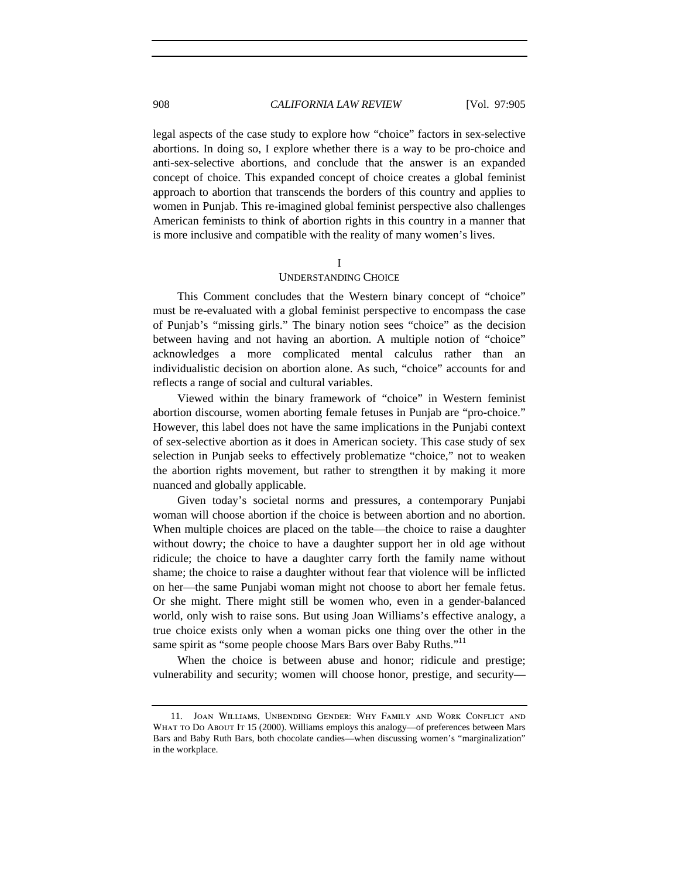legal aspects of the case study to explore how "choice" factors in sex-selective abortions. In doing so, I explore whether there is a way to be pro-choice and anti-sex-selective abortions, and conclude that the answer is an expanded concept of choice. This expanded concept of choice creates a global feminist approach to abortion that transcends the borders of this country and applies to women in Punjab. This re-imagined global feminist perspective also challenges American feminists to think of abortion rights in this country in a manner that is more inclusive and compatible with the reality of many women's lives.

## I
## UNDERSTANDING CHOICE

This Comment concludes that the Western binary concept of "choice" must be re-evaluated with a global feminist perspective to encompass the case of Punjab's "missing girls." The binary notion sees "choice" as the decision between having and not having an abortion. A multiple notion of "choice" acknowledges a more complicated mental calculus rather than an individualistic decision on abortion alone. As such, "choice" accounts for and reflects a range of social and cultural variables.

Viewed within the binary framework of "choice" in Western feminist abortion discourse, women aborting female fetuses in Punjab are "pro-choice." However, this label does not have the same implications in the Punjabi context of sex-selective abortion as it does in American society. This case study of sex selection in Punjab seeks to effectively problematize "choice," not to weaken the abortion rights movement, but rather to strengthen it by making it more nuanced and globally applicable.

Given today's societal norms and pressures, a contemporary Punjabi woman will choose abortion if the choice is between abortion and no abortion. When multiple choices are placed on the table—the choice to raise a daughter without dowry; the choice to have a daughter support her in old age without ridicule; the choice to have a daughter carry forth the family name without shame; the choice to raise a daughter without fear that violence will be inflicted on her—the same Punjabi woman might not choose to abort her female fetus. Or she might. There might still be women who, even in a gender-balanced world, only wish to raise sons. But using Joan Williams's effective analogy, a true choice exists only when a woman picks one thing over the other in the same spirit as "some people choose Mars Bars over Baby Ruths."[11]

When the choice is between abuse and honor; ridicule and prestige; vulnerability and security; women will choose honor, prestige, and security—

---

11. JOAN WILLIAMS, UNBENDING GENDER: WHY FAMILY AND WORK CONFLICT AND WHAT TO DO ABOUT IT 15 (2000). Williams employs this analogy—of preferences between Mars Bars and Baby Ruth Bars, both chocolate candies—when discussing women's "marginalization" in the workplace.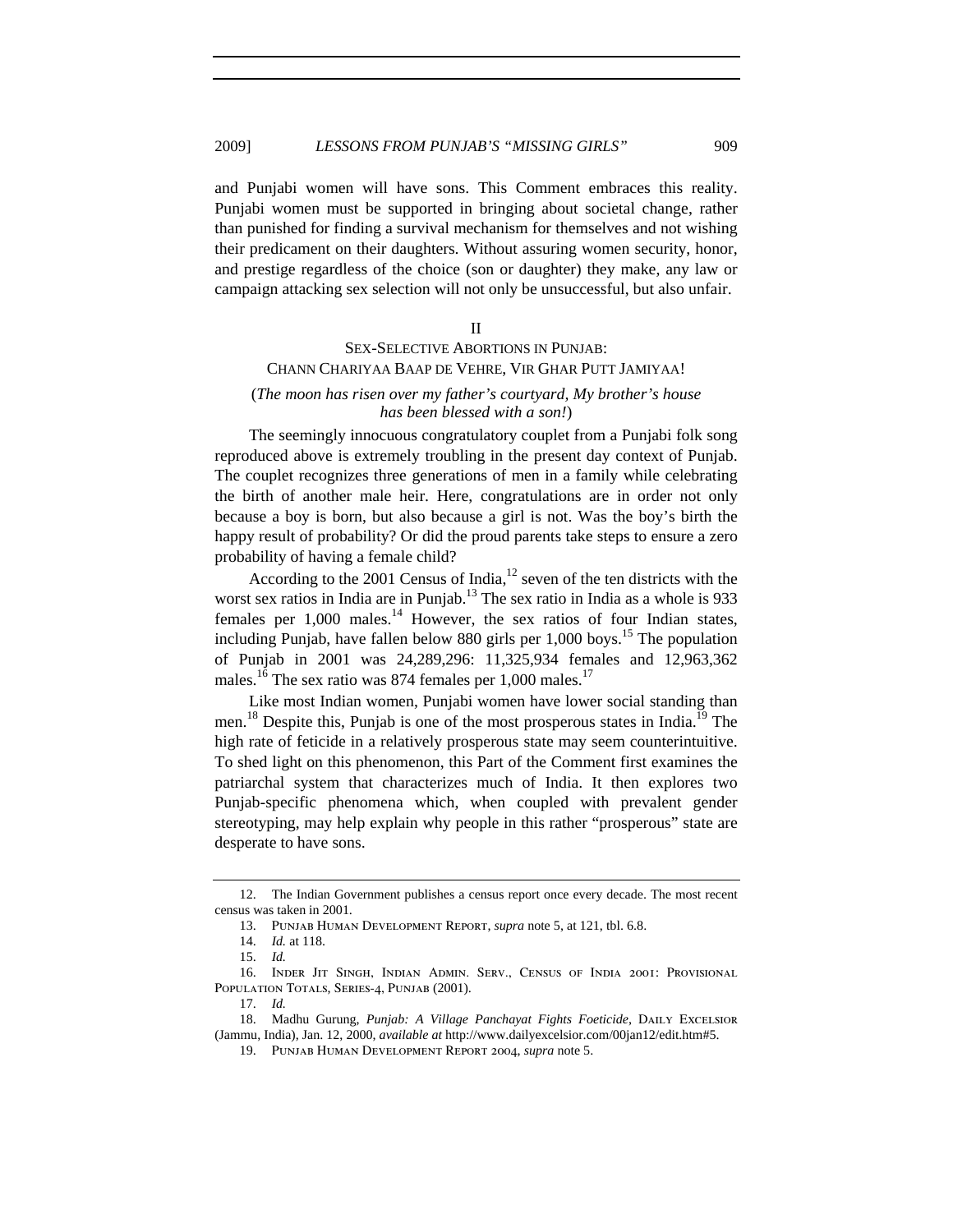and Punjabi women will have sons. This Comment embraces this reality. Punjabi women must be supported in bringing about societal change, rather than punished for finding a survival mechanism for themselves and not wishing their predicament on their daughters. Without assuring women security, honor, and prestige regardless of the choice (son or daughter) they make, any law or campaign attacking sex selection will not only be unsuccessful, but also unfair.

## II
## SEX-SELECTIVE ABORTIONS IN PUNJAB: CHANN CHARIYAA BAAP DE VEHRE, VIR GHAR PUTT JAMIYAA!

(*The moon has risen over my father's courtyard, My brother's house has been blessed with a son!*)

The seemingly innocuous congratulatory couplet from a Punjabi folk song reproduced above is extremely troubling in the present day context of Punjab. The couplet recognizes three generations of men in a family while celebrating the birth of another male heir. Here, congratulations are in order not only because a boy is born, but also because a girl is not. Was the boy's birth the happy result of probability? Or did the proud parents take steps to ensure a zero probability of having a female child?

According to the 2001 Census of India,[12] seven of the ten districts with the worst sex ratios in India are in Punjab.[13] The sex ratio in India as a whole is 933 females per 1,000 males.[14] However, the sex ratios of four Indian states, including Punjab, have fallen below 880 girls per 1,000 boys.[15] The population of Punjab in 2001 was 24,289,296: 11,325,934 females and 12,963,362 males.[16] The sex ratio was 874 females per 1,000 males.[17]

Like most Indian women, Punjabi women have lower social standing than men.[18] Despite this, Punjab is one of the most prosperous states in India.[19] The high rate of feticide in a relatively prosperous state may seem counterintuitive. To shed light on this phenomenon, this Part of the Comment first examines the patriarchal system that characterizes much of India. It then explores two Punjab-specific phenomena which, when coupled with prevalent gender stereotyping, may help explain why people in this rather "prosperous" state are desperate to have sons.

---

12. The Indian Government publishes a census report once every decade. The most recent census was taken in 2001.

13. PUNJAB HUMAN DEVELOPMENT REPORT, *supra* note 5, at 121, tbl. 6.8.

14. *Id.* at 118.

15. *Id.*

16. INDER JIT SINGH, INDIAN ADMIN. SERV., CENSUS OF INDIA 2001: PROVISIONAL POPULATION TOTALS, SERIES-4, PUNJAB (2001).

17. *Id.*

18. Madhu Gurung, *Punjab: A Village Panchayat Fights Foeticide*, DAILY EXCELSIOR (Jammu, India), Jan. 12, 2000, *available at* http://www.dailyexcelsior.com/00jan12/edit.htm#5.

19. PUNJAB HUMAN DEVELOPMENT REPORT 2004, *supra* note 5.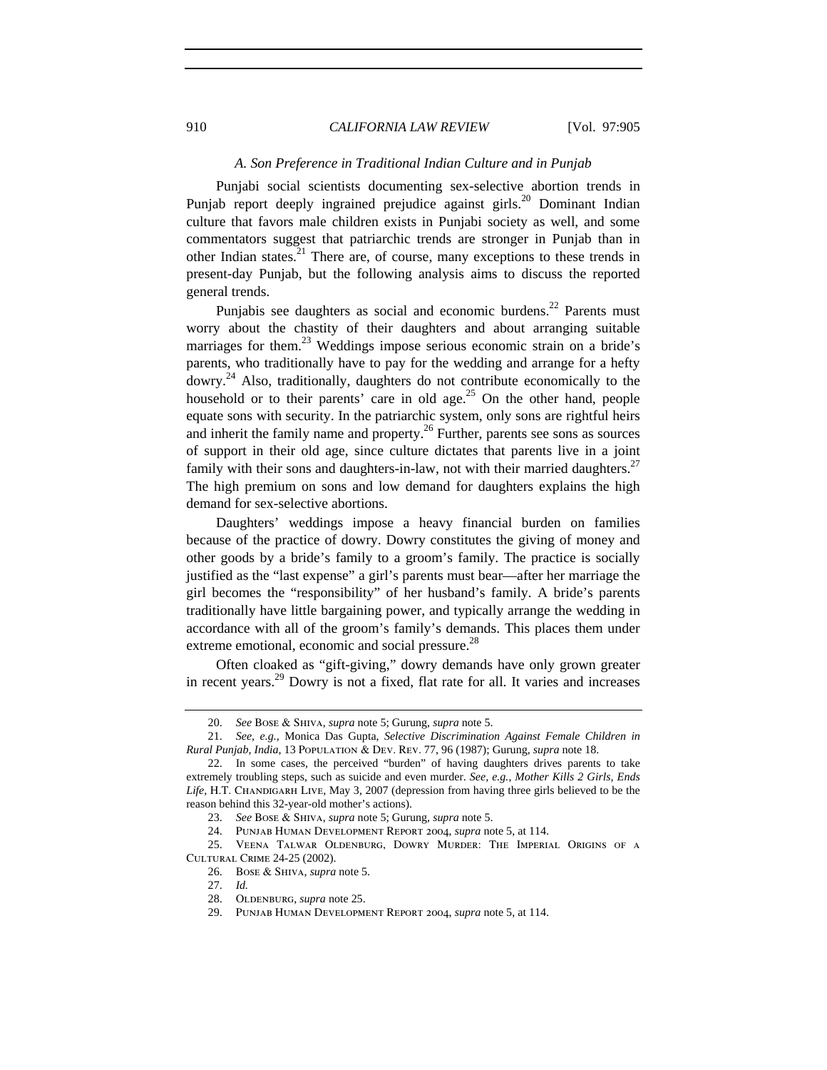### *A. Son Preference in Traditional Indian Culture and in Punjab*

Punjabi social scientists documenting sex-selective abortion trends in Punjab report deeply ingrained prejudice against girls.[20] Dominant Indian culture that favors male children exists in Punjabi society as well, and some commentators suggest that patriarchic trends are stronger in Punjab than in other Indian states.[21] There are, of course, many exceptions to these trends in present-day Punjab, but the following analysis aims to discuss the reported general trends.

Punjabis see daughters as social and economic burdens.[22] Parents must worry about the chastity of their daughters and about arranging suitable marriages for them.[23] Weddings impose serious economic strain on a bride's parents, who traditionally have to pay for the wedding and arrange for a hefty dowry.[24] Also, traditionally, daughters do not contribute economically to the household or to their parents' care in old age.[25] On the other hand, people equate sons with security. In the patriarchic system, only sons are rightful heirs and inherit the family name and property.[26] Further, parents see sons as sources of support in their old age, since culture dictates that parents live in a joint family with their sons and daughters-in-law, not with their married daughters.[27] The high premium on sons and low demand for daughters explains the high demand for sex-selective abortions.

Daughters' weddings impose a heavy financial burden on families because of the practice of dowry. Dowry constitutes the giving of money and other goods by a bride's family to a groom's family. The practice is socially justified as the "last expense" a girl's parents must bear—after her marriage the girl becomes the "responsibility" of her husband's family. A bride's parents traditionally have little bargaining power, and typically arrange the wedding in accordance with all of the groom's family's demands. This places them under extreme emotional, economic and social pressure.[28]

Often cloaked as "gift-giving," dowry demands have only grown greater in recent years.[29] Dowry is not a fixed, flat rate for all. It varies and increases

---

20. *See* Bose & Shiva, *supra* note 5; Gurung, *supra* note 5.

21. *See, e.g.*, Monica Das Gupta, *Selective Discrimination Against Female Children in Rural Punjab, India*, 13 Population & Dev. Rev. 77, 96 (1987); Gurung, *supra* note 18.

22. In some cases, the perceived "burden" of having daughters drives parents to take extremely troubling steps, such as suicide and even murder. *See, e.g.*, *Mother Kills 2 Girls, Ends Life*, H.T. Chandigarh Live, May 3, 2007 (depression from having three girls believed to be the reason behind this 32-year-old mother's actions).

23. *See* Bose & Shiva, *supra* note 5; Gurung, *supra* note 5.

24. Punjab Human Development Report 2004, *supra* note 5, at 114.

25. Veena Talwar Oldenburg, Dowry Murder: The Imperial Origins of a Cultural Crime 24-25 (2002).

26. Bose & Shiva, *supra* note 5.

27. *Id.*

28. Oldenburg, *supra* note 25.

29. Punjab Human Development Report 2004, *supra* note 5, at 114.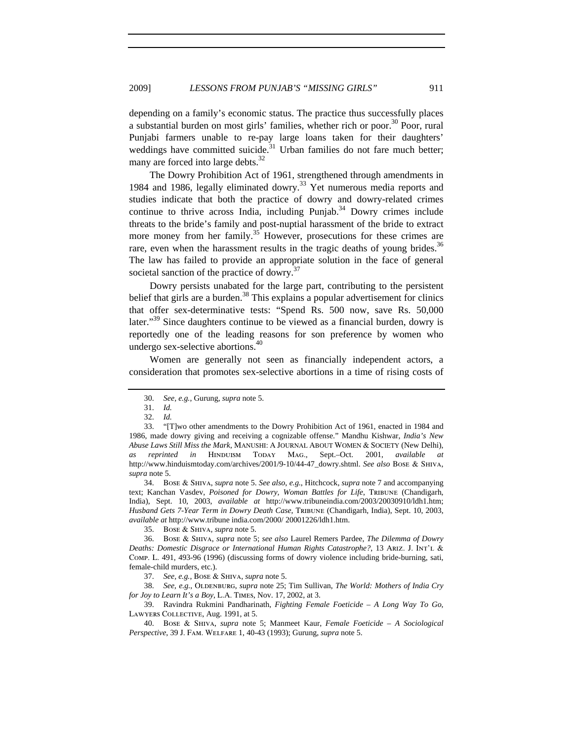depending on a family's economic status. The practice thus successfully places a substantial burden on most girls' families, whether rich or poor.[30] Poor, rural Punjabi farmers unable to re-pay large loans taken for their daughters' weddings have committed suicide.[31] Urban families do not fare much better; many are forced into large debts.[32]

The Dowry Prohibition Act of 1961, strengthened through amendments in 1984 and 1986, legally eliminated dowry.[33] Yet numerous media reports and studies indicate that both the practice of dowry and dowry-related crimes continue to thrive across India, including Punjab.[34] Dowry crimes include threats to the bride's family and post-nuptial harassment of the bride to extract more money from her family.[35] However, prosecutions for these crimes are rare, even when the harassment results in the tragic deaths of young brides.[36] The law has failed to provide an appropriate solution in the face of general societal sanction of the practice of dowry.[37]

Dowry persists unabated for the large part, contributing to the persistent belief that girls are a burden.[38] This explains a popular advertisement for clinics that offer sex-determinative tests: "Spend Rs. 500 now, save Rs. 50,000 later."[39] Since daughters continue to be viewed as a financial burden, dowry is reportedly one of the leading reasons for son preference by women who undergo sex-selective abortions.[40]

Women are generally not seen as financially independent actors, a consideration that promotes sex-selective abortions in a time of rising costs of

---

30. *See, e.g.*, Gurung, *supra* note 5.

31. *Id.*

32. *Id.*

33. "[T]wo other amendments to the Dowry Prohibition Act of 1961, enacted in 1984 and 1986, made dowry giving and receiving a cognizable offense." Mandhu Kishwar, *India's New Abuse Laws Still Miss the Mark*, MANUSHI: A JOURNAL ABOUT WOMEN & SOCIETY (New Delhi), *as reprinted in* HINDUISM TODAY MAG., Sept.–Oct. 2001, *available at* http://www.hinduismtoday.com/archives/2001/9-10/44-47_dowry.shtml. *See also* BOSE & SHIVA, *supra* note 5.

34. BOSE & SHIVA, *supra* note 5. *See also, e.g.*, Hitchcock, *supra* note 7 and accompanying text; Kanchan Vasdev, *Poisoned for Dowry, Woman Battles for Life*, TRIBUNE (Chandigarh, India), Sept. 10, 2003, *available at* http://www.tribuneindia.com/2003/20030910/ldh1.htm; *Husband Gets 7-Year Term in Dowry Death Case*, TRIBUNE (Chandigarh, India), Sept. 10, 2003, *available at* http://www.tribune india.com/2000/ 20001226/ldh1.htm.

35. BOSE & SHIVA, *supra* note 5.

36. BOSE & SHIVA, *supra* note 5; *see also* Laurel Remers Pardee, *The Dilemma of Dowry Deaths: Domestic Disgrace or International Human Rights Catastrophe?*, 13 ARIZ. J. INT'L & COMP. L. 491, 493-96 (1996) (discussing forms of dowry violence including bride-burning, sati, female-child murders, etc.).

37. *See, e.g.*, BOSE & SHIVA, *supra* note 5.

38. *See, e.g.*, OLDENBURG, *supra* note 25; Tim Sullivan, *The World: Mothers of India Cry for Joy to Learn It's a Boy*, L.A. TIMES, Nov. 17, 2002, at 3.

39. Ravindra Rukmini Pandharinath, *Fighting Female Foeticide – A Long Way To Go*, LAWYERS COLLECTIVE, Aug. 1991, at 5.

40. BOSE & SHIVA, *supra* note 5; Manmeet Kaur, *Female Foeticide – A Sociological Perspective*, 39 J. FAM. WELFARE 1, 40-43 (1993); Gurung, *supra* note 5.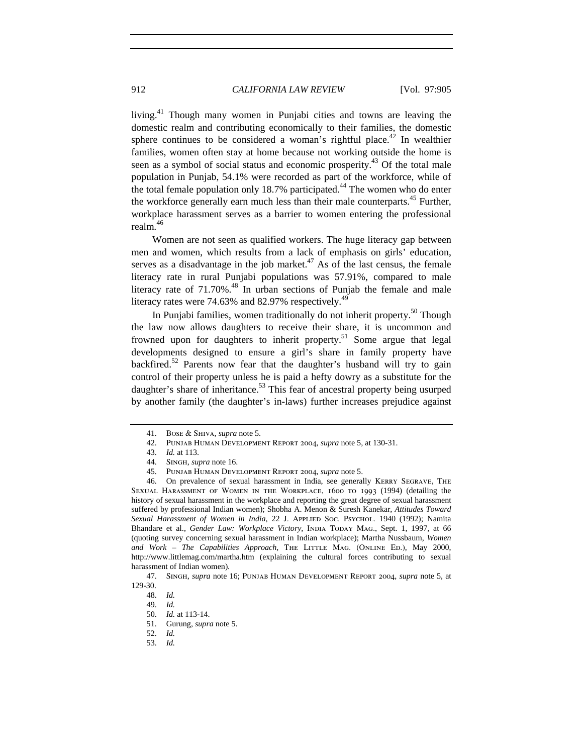living.[41] Though many women in Punjabi cities and towns are leaving the domestic realm and contributing economically to their families, the domestic sphere continues to be considered a woman's rightful place.[42] In wealthier families, women often stay at home because not working outside the home is seen as a symbol of social status and economic prosperity.[43] Of the total male population in Punjab, 54.1% were recorded as part of the workforce, while of the total female population only 18.7% participated.[44] The women who do enter the workforce generally earn much less than their male counterparts.[45] Further, workplace harassment serves as a barrier to women entering the professional realm.[46]

Women are not seen as qualified workers. The huge literacy gap between men and women, which results from a lack of emphasis on girls' education, serves as a disadvantage in the job market.[47] As of the last census, the female literacy rate in rural Punjabi populations was 57.91%, compared to male literacy rate of 71.70%.[48] In urban sections of Punjab the female and male literacy rates were 74.63% and 82.97% respectively.[49]

In Punjabi families, women traditionally do not inherit property.[50] Though the law now allows daughters to receive their share, it is uncommon and frowned upon for daughters to inherit property.[51] Some argue that legal developments designed to ensure a girl's share in family property have backfired.[52] Parents now fear that the daughter's husband will try to gain control of their property unless he is paid a hefty dowry as a substitute for the daughter's share of inheritance.[53] This fear of ancestral property being usurped by another family (the daughter's in-laws) further increases prejudice against

---

41. Bose & Shiva, *supra* note 5.

42. Punjab Human Development Report 2004, *supra* note 5, at 130-31.

43. *Id.* at 113.

44. Singh, *supra* note 16.

45. Punjab Human Development Report 2004, *supra* note 5.

46. On prevalence of sexual harassment in India, see generally Kerry Segrave, The Sexual Harassment of Women in the Workplace, 1600 to 1993 (1994) (detailing the history of sexual harassment in the workplace and reporting the great degree of sexual harassment suffered by professional Indian women); Shobha A. Menon & Suresh Kanekar, *Attitudes Toward Sexual Harassment of Women in India*, 22 J. Applied Soc. Psychol. 1940 (1992); Namita Bhandare et al., *Gender Law: Workplace Victory*, India Today Mag., Sept. 1, 1997, at 66 (quoting survey concerning sexual harassment in Indian workplace); Martha Nussbaum, *Women and Work – The Capabilities Approach*, The Little Mag. (Online Ed.), May 2000, http://www.littlemag.com/martha.htm (explaining the cultural forces contributing to sexual harassment of Indian women).

47. Singh, *supra* note 16; Punjab Human Development Report 2004, *supra* note 5, at 129-30.

48. *Id.*

49. *Id.*

50. *Id.* at 113-14.

51. Gurung, *supra* note 5.

52. *Id.*

53. *Id.*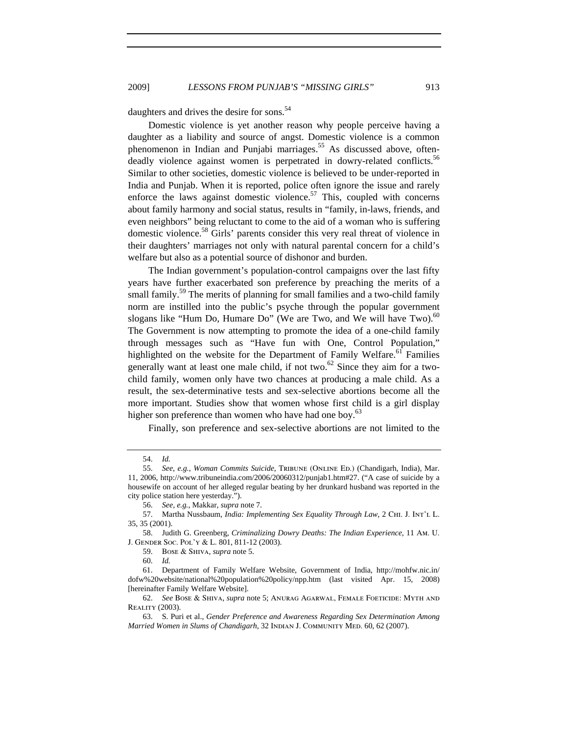daughters and drives the desire for sons.[54]

Domestic violence is yet another reason why people perceive having a daughter as a liability and source of angst. Domestic violence is a common phenomenon in Indian and Punjabi marriages.[55] As discussed above, often-deadly violence against women is perpetrated in dowry-related conflicts.[56] Similar to other societies, domestic violence is believed to be under-reported in India and Punjab. When it is reported, police often ignore the issue and rarely enforce the laws against domestic violence.[57] This, coupled with concerns about family harmony and social status, results in "family, in-laws, friends, and even neighbors" being reluctant to come to the aid of a woman who is suffering domestic violence.[58] Girls' parents consider this very real threat of violence in their daughters' marriages not only with natural parental concern for a child's welfare but also as a potential source of dishonor and burden.

The Indian government's population-control campaigns over the last fifty years have further exacerbated son preference by preaching the merits of a small family.[59] The merits of planning for small families and a two-child family norm are instilled into the public's psyche through the popular government slogans like "Hum Do, Humare Do" (We are Two, and We will have Two).[60] The Government is now attempting to promote the idea of a one-child family through messages such as "Have fun with One, Control Population," highlighted on the website for the Department of Family Welfare.[61] Families generally want at least one male child, if not two.[62] Since they aim for a two-child family, women only have two chances at producing a male child. As a result, the sex-determinative tests and sex-selective abortions become all the more important. Studies show that women whose first child is a girl display higher son preference than women who have had one boy.[63]

Finally, son preference and sex-selective abortions are not limited to the

---

54. *Id.*

55. *See, e.g.*, *Woman Commits Suicide*, TRIBUNE (ONLINE ED.) (Chandigarh, India), Mar. 11, 2006, http://www.tribuneindia.com/2006/20060312/punjab1.htm#27. ("A case of suicide by a housewife on account of her alleged regular beating by her drunkard husband was reported in the city police station here yesterday.").

56. *See, e.g.*, Makkar, *supra* note 7.

57. Martha Nussbaum, *India: Implementing Sex Equality Through Law*, 2 CHI. J. INT'L L. 35, 35 (2001).

58. Judith G. Greenberg, *Criminalizing Dowry Deaths: The Indian Experience*, 11 AM. U. J. GENDER SOC. POL'Y & L. 801, 811-12 (2003).

59. BOSE & SHIVA, *supra* note 5.

60. *Id.*

61. Department of Family Welfare Website, Government of India, http://mohfw.nic.in/dofw%20website/national%20population%20policy/npp.htm (last visited Apr. 15, 2008) [hereinafter Family Welfare Website].

62. *See* BOSE & SHIVA, *supra* note 5; ANURAG AGARWAL, FEMALE FOETICIDE: MYTH AND REALITY (2003).

63. S. Puri et al., *Gender Preference and Awareness Regarding Sex Determination Among Married Women in Slums of Chandigarh*, 32 INDIAN J. COMMUNITY MED. 60, 62 (2007).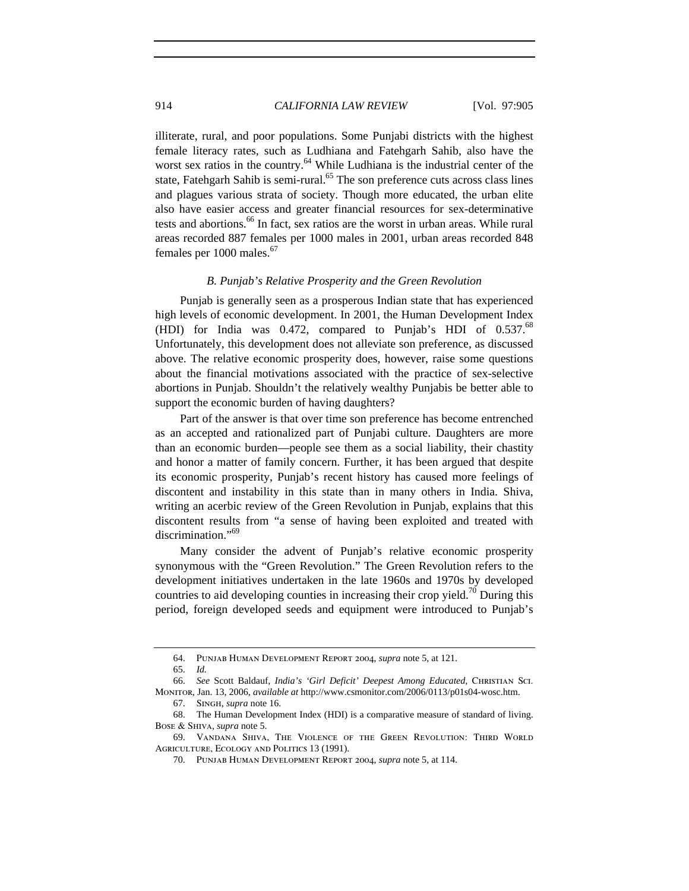illiterate, rural, and poor populations. Some Punjabi districts with the highest female literacy rates, such as Ludhiana and Fatehgarh Sahib, also have the worst sex ratios in the country.[64] While Ludhiana is the industrial center of the state, Fatehgarh Sahib is semi-rural.[65] The son preference cuts across class lines and plagues various strata of society. Though more educated, the urban elite also have easier access and greater financial resources for sex-determinative tests and abortions.[66] In fact, sex ratios are the worst in urban areas. While rural areas recorded 887 females per 1000 males in 2001, urban areas recorded 848 females per 1000 males.[67]

### *B. Punjab's Relative Prosperity and the Green Revolution*

Punjab is generally seen as a prosperous Indian state that has experienced high levels of economic development. In 2001, the Human Development Index (HDI) for India was 0.472, compared to Punjab's HDI of 0.537.[68] Unfortunately, this development does not alleviate son preference, as discussed above. The relative economic prosperity does, however, raise some questions about the financial motivations associated with the practice of sex-selective abortions in Punjab. Shouldn't the relatively wealthy Punjabis be better able to support the economic burden of having daughters?

Part of the answer is that over time son preference has become entrenched as an accepted and rationalized part of Punjabi culture. Daughters are more than an economic burden—people see them as a social liability, their chastity and honor a matter of family concern. Further, it has been argued that despite its economic prosperity, Punjab's recent history has caused more feelings of discontent and instability in this state than in many others in India. Shiva, writing an acerbic review of the Green Revolution in Punjab, explains that this discontent results from "a sense of having been exploited and treated with discrimination."[69]

Many consider the advent of Punjab's relative economic prosperity synonymous with the "Green Revolution." The Green Revolution refers to the development initiatives undertaken in the late 1960s and 1970s by developed countries to aid developing counties in increasing their crop yield.[70] During this period, foreign developed seeds and equipment were introduced to Punjab's

---

64. Punjab Human Development Report 2004, *supra* note 5, at 121.

65. *Id.*

66. *See* Scott Baldauf, *India's 'Girl Deficit' Deepest Among Educated*, Christian Sci. Monitor, Jan. 13, 2006, *available at* http://www.csmonitor.com/2006/0113/p01s04-wosc.htm.

67. Singh, *supra* note 16.

68. The Human Development Index (HDI) is a comparative measure of standard of living. Bose & Shiva, *supra* note 5.

69. Vandana Shiva, The Violence of the Green Revolution: Third World Agriculture, Ecology and Politics 13 (1991).

70. Punjab Human Development Report 2004, *supra* note 5, at 114.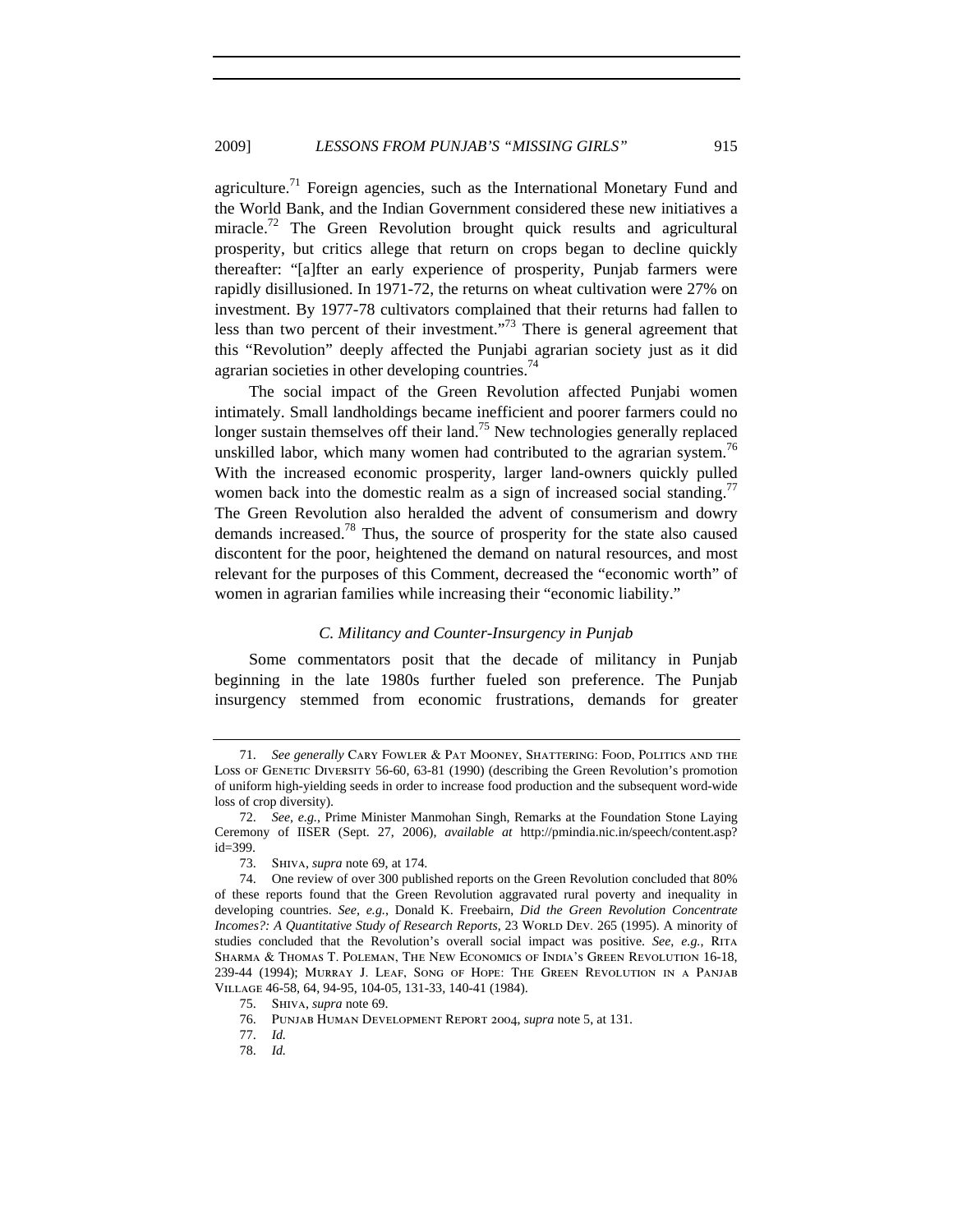agriculture.[71] Foreign agencies, such as the International Monetary Fund and the World Bank, and the Indian Government considered these new initiatives a miracle.[72] The Green Revolution brought quick results and agricultural prosperity, but critics allege that return on crops began to decline quickly thereafter: "[a]fter an early experience of prosperity, Punjab farmers were rapidly disillusioned. In 1971-72, the returns on wheat cultivation were 27% on investment. By 1977-78 cultivators complained that their returns had fallen to less than two percent of their investment."[73] There is general agreement that this "Revolution" deeply affected the Punjabi agrarian society just as it did agrarian societies in other developing countries.[74]

The social impact of the Green Revolution affected Punjabi women intimately. Small landholdings became inefficient and poorer farmers could no longer sustain themselves off their land.[75] New technologies generally replaced unskilled labor, which many women had contributed to the agrarian system.[76] With the increased economic prosperity, larger land-owners quickly pulled women back into the domestic realm as a sign of increased social standing.[77] The Green Revolution also heralded the advent of consumerism and dowry demands increased.[78] Thus, the source of prosperity for the state also caused discontent for the poor, heightened the demand on natural resources, and most relevant for the purposes of this Comment, decreased the "economic worth" of women in agrarian families while increasing their "economic liability."

### *C. Militancy and Counter-Insurgency in Punjab*

Some commentators posit that the decade of militancy in Punjab beginning in the late 1980s further fueled son preference. The Punjab insurgency stemmed from economic frustrations, demands for greater

---

71. *See generally* CARY FOWLER & PAT MOONEY, SHATTERING: FOOD, POLITICS AND THE LOSS OF GENETIC DIVERSITY 56-60, 63-81 (1990) (describing the Green Revolution's promotion of uniform high-yielding seeds in order to increase food production and the subsequent word-wide loss of crop diversity).

72. *See, e.g.*, Prime Minister Manmohan Singh, Remarks at the Foundation Stone Laying Ceremony of IISER (Sept. 27, 2006), *available at* http://pmindia.nic.in/speech/content.asp?id=399.

73. SHIVA, *supra* note 69, at 174.

74. One review of over 300 published reports on the Green Revolution concluded that 80% of these reports found that the Green Revolution aggravated rural poverty and inequality in developing countries. *See, e.g.*, Donald K. Freebairn, *Did the Green Revolution Concentrate Incomes?: A Quantitative Study of Research Reports*, 23 WORLD DEV. 265 (1995). A minority of studies concluded that the Revolution's overall social impact was positive. *See, e.g.*, RITA SHARMA & THOMAS T. POLEMAN, THE NEW ECONOMICS OF INDIA'S GREEN REVOLUTION 16-18, 239-44 (1994); MURRAY J. LEAF, SONG OF HOPE: THE GREEN REVOLUTION IN A PANJAB VILLAGE 46-58, 64, 94-95, 104-05, 131-33, 140-41 (1984).

75. SHIVA, *supra* note 69.

76. PUNJAB HUMAN DEVELOPMENT REPORT 2004, *supra* note 5, at 131.

77. *Id.*

78. *Id.*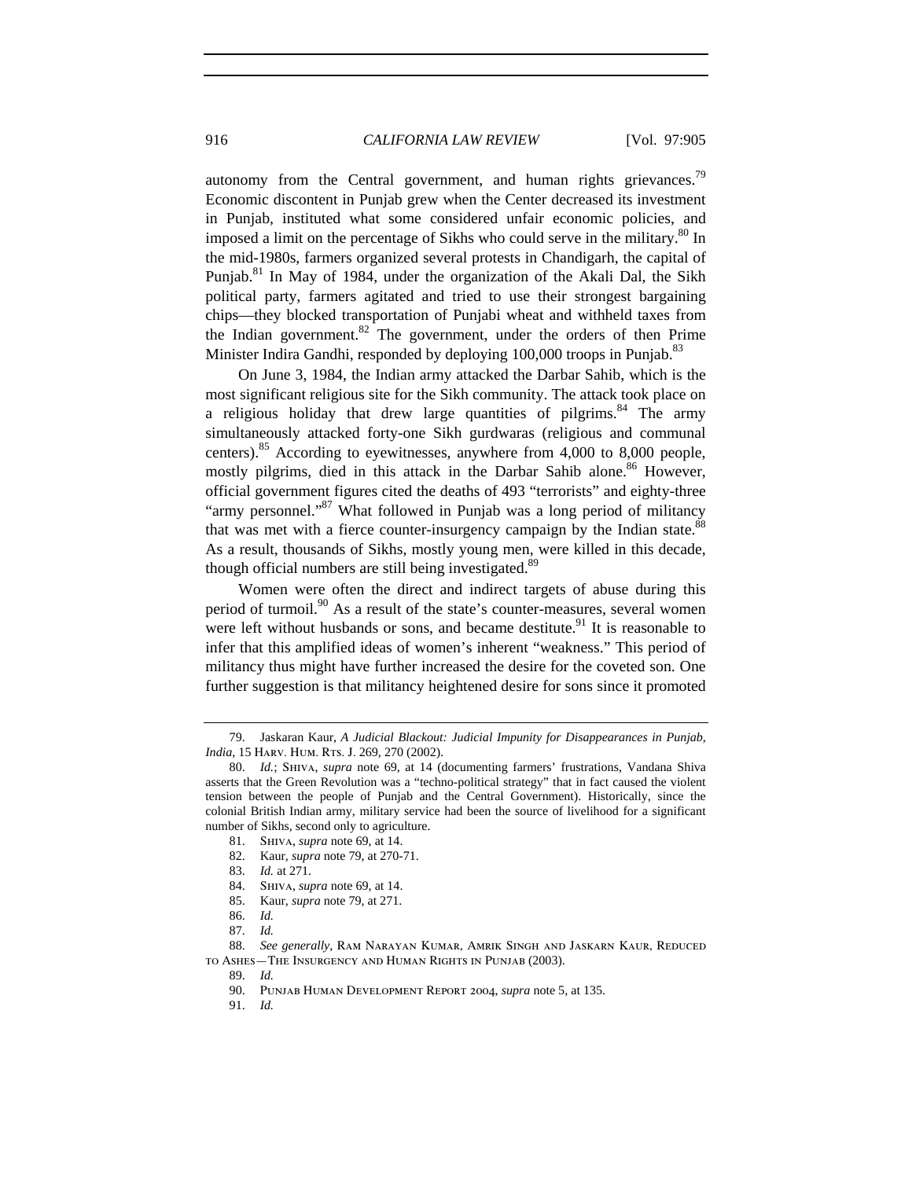autonomy from the Central government, and human rights grievances.[79] Economic discontent in Punjab grew when the Center decreased its investment in Punjab, instituted what some considered unfair economic policies, and imposed a limit on the percentage of Sikhs who could serve in the military.[80] In the mid-1980s, farmers organized several protests in Chandigarh, the capital of Punjab.[81] In May of 1984, under the organization of the Akali Dal, the Sikh political party, farmers agitated and tried to use their strongest bargaining chips—they blocked transportation of Punjabi wheat and withheld taxes from the Indian government.[82] The government, under the orders of then Prime Minister Indira Gandhi, responded by deploying 100,000 troops in Punjab.[83]

On June 3, 1984, the Indian army attacked the Darbar Sahib, which is the most significant religious site for the Sikh community. The attack took place on a religious holiday that drew large quantities of pilgrims.[84] The army simultaneously attacked forty-one Sikh gurdwaras (religious and communal centers).[85] According to eyewitnesses, anywhere from 4,000 to 8,000 people, mostly pilgrims, died in this attack in the Darbar Sahib alone.[86] However, official government figures cited the deaths of 493 "terrorists" and eighty-three "army personnel."[87] What followed in Punjab was a long period of militancy that was met with a fierce counter-insurgency campaign by the Indian state.[88] As a result, thousands of Sikhs, mostly young men, were killed in this decade, though official numbers are still being investigated.[89]

Women were often the direct and indirect targets of abuse during this period of turmoil.[90] As a result of the state's counter-measures, several women were left without husbands or sons, and became destitute.[91] It is reasonable to infer that this amplified ideas of women's inherent "weakness." This period of militancy thus might have further increased the desire for the coveted son. One further suggestion is that militancy heightened desire for sons since it promoted

---

79. Jaskaran Kaur, *A Judicial Blackout: Judicial Impunity for Disappearances in Punjab, India*, 15 HARV. HUM. RTS. J. 269, 270 (2002).

80. *Id.*; SHIVA, *supra* note 69, at 14 (documenting farmers' frustrations, Vandana Shiva asserts that the Green Revolution was a "techno-political strategy" that in fact caused the violent tension between the people of Punjab and the Central Government). Historically, since the colonial British Indian army, military service had been the source of livelihood for a significant number of Sikhs, second only to agriculture.

81. SHIVA, *supra* note 69, at 14.

82. Kaur, *supra* note 79, at 270-71.

83. *Id.* at 271.

84. SHIVA, *supra* note 69, at 14.

85. Kaur, *supra* note 79, at 271.

86. *Id.*

87. *Id.*

88. *See generally*, RAM NARAYAN KUMAR, AMRIK SINGH AND JASKARN KAUR, REDUCED TO ASHES—THE INSURGENCY AND HUMAN RIGHTS IN PUNJAB (2003).

89. *Id.*

90. PUNJAB HUMAN DEVELOPMENT REPORT 2004, *supra* note 5, at 135.

91. *Id.*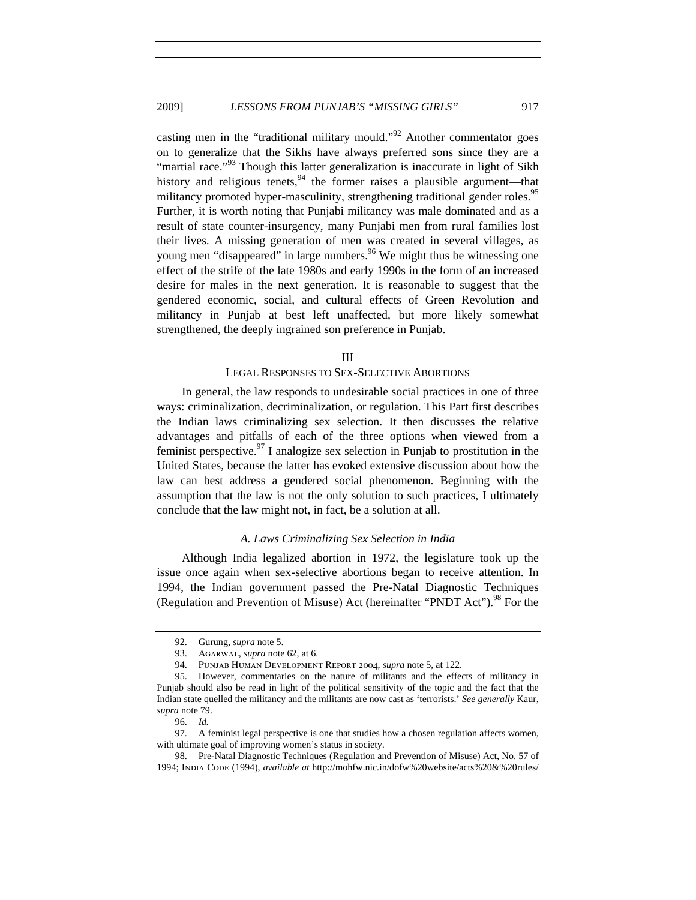casting men in the "traditional military mould."[92] Another commentator goes on to generalize that the Sikhs have always preferred sons since they are a "martial race."[93] Though this latter generalization is inaccurate in light of Sikh history and religious tenets,[94] the former raises a plausible argument—that militancy promoted hyper-masculinity, strengthening traditional gender roles.[95] Further, it is worth noting that Punjabi militancy was male dominated and as a result of state counter-insurgency, many Punjabi men from rural families lost their lives. A missing generation of men was created in several villages, as young men "disappeared" in large numbers.[96] We might thus be witnessing one effect of the strife of the late 1980s and early 1990s in the form of an increased desire for males in the next generation. It is reasonable to suggest that the gendered economic, social, and cultural effects of Green Revolution and militancy in Punjab at best left unaffected, but more likely somewhat strengthened, the deeply ingrained son preference in Punjab.

## III
## LEGAL RESPONSES TO SEX-SELECTIVE ABORTIONS

In general, the law responds to undesirable social practices in one of three ways: criminalization, decriminalization, or regulation. This Part first describes the Indian laws criminalizing sex selection. It then discusses the relative advantages and pitfalls of each of the three options when viewed from a feminist perspective.[97] I analogize sex selection in Punjab to prostitution in the United States, because the latter has evoked extensive discussion about how the law can best address a gendered social phenomenon. Beginning with the assumption that the law is not the only solution to such practices, I ultimately conclude that the law might not, in fact, be a solution at all.

### *A. Laws Criminalizing Sex Selection in India*

Although India legalized abortion in 1972, the legislature took up the issue once again when sex-selective abortions began to receive attention. In 1994, the Indian government passed the Pre-Natal Diagnostic Techniques (Regulation and Prevention of Misuse) Act (hereinafter "PNDT Act").[98] For the

---

92. Gurung, *supra* note 5.

93. AGARWAL, *supra* note 62, at 6.

94. PUNJAB HUMAN DEVELOPMENT REPORT 2004, *supra* note 5, at 122.

95. However, commentaries on the nature of militants and the effects of militancy in Punjab should also be read in light of the political sensitivity of the topic and the fact that the Indian state quelled the militancy and the militants are now cast as 'terrorists.' *See generally* Kaur, *supra* note 79.

96. *Id.*

97. A feminist legal perspective is one that studies how a chosen regulation affects women, with ultimate goal of improving women's status in society.

98. Pre-Natal Diagnostic Techniques (Regulation and Prevention of Misuse) Act, No. 57 of 1994; INDIA CODE (1994), *available at* http://mohfw.nic.in/dofw%20website/acts%20&%20rules/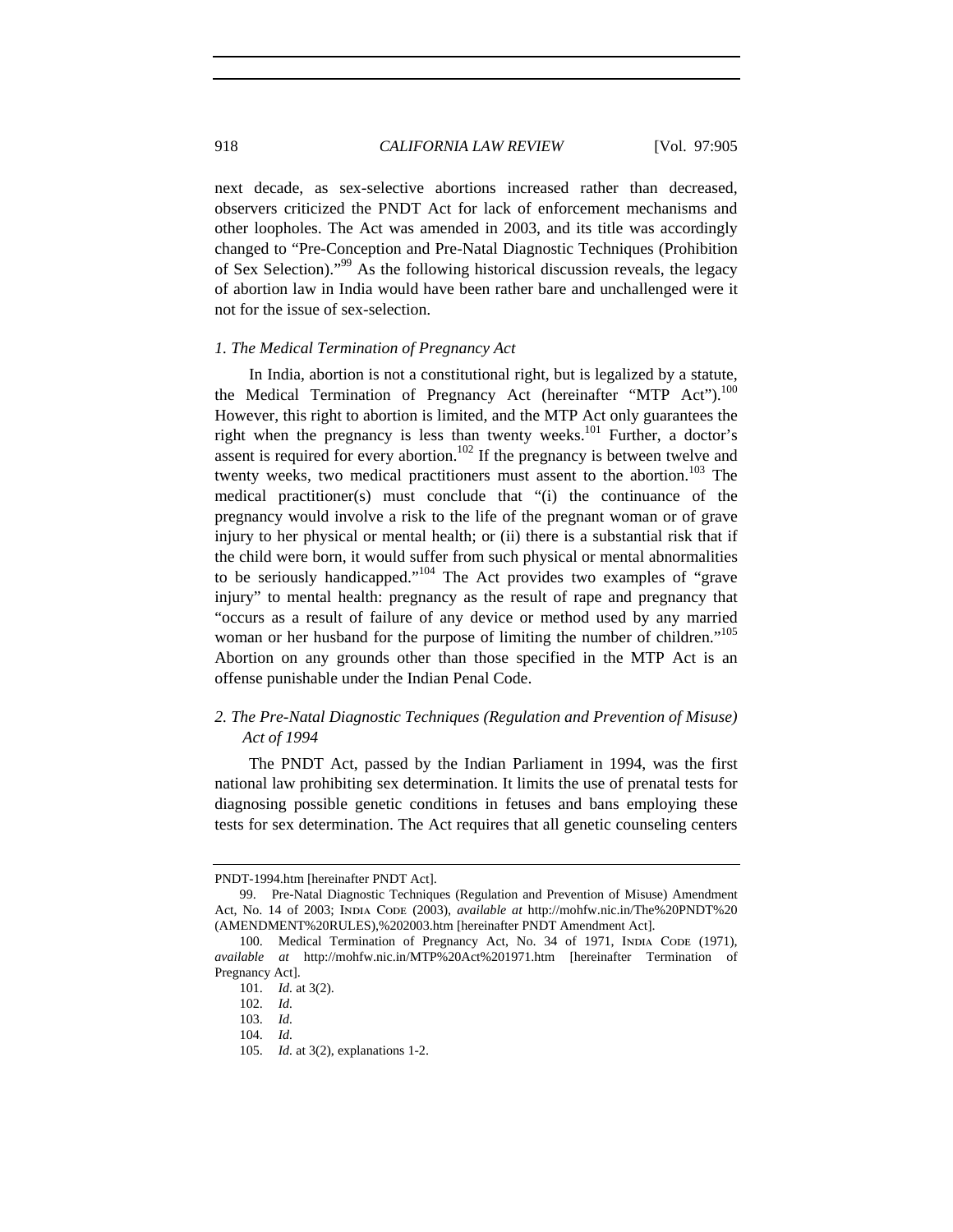next decade, as sex-selective abortions increased rather than decreased, observers criticized the PNDT Act for lack of enforcement mechanisms and other loopholes. The Act was amended in 2003, and its title was accordingly changed to "Pre-Conception and Pre-Natal Diagnostic Techniques (Prohibition of Sex Selection)."[99] As the following historical discussion reveals, the legacy of abortion law in India would have been rather bare and unchallenged were it not for the issue of sex-selection.

### *1. The Medical Termination of Pregnancy Act*

In India, abortion is not a constitutional right, but is legalized by a statute, the Medical Termination of Pregnancy Act (hereinafter "MTP Act").[100] However, this right to abortion is limited, and the MTP Act only guarantees the right when the pregnancy is less than twenty weeks.[101] Further, a doctor's assent is required for every abortion.[102] If the pregnancy is between twelve and twenty weeks, two medical practitioners must assent to the abortion.[103] The medical practitioner(s) must conclude that "(i) the continuance of the pregnancy would involve a risk to the life of the pregnant woman or of grave injury to her physical or mental health; or (ii) there is a substantial risk that if the child were born, it would suffer from such physical or mental abnormalities to be seriously handicapped."[104] The Act provides two examples of "grave injury" to mental health: pregnancy as the result of rape and pregnancy that "occurs as a result of failure of any device or method used by any married woman or her husband for the purpose of limiting the number of children."[105] Abortion on any grounds other than those specified in the MTP Act is an offense punishable under the Indian Penal Code.

### *2. The Pre-Natal Diagnostic Techniques (Regulation and Prevention of Misuse) Act of 1994*

The PNDT Act, passed by the Indian Parliament in 1994, was the first national law prohibiting sex determination. It limits the use of prenatal tests for diagnosing possible genetic conditions in fetuses and bans employing these tests for sex determination. The Act requires that all genetic counseling centers

---

PNDT-1994.htm [hereinafter PNDT Act].

99. Pre-Natal Diagnostic Techniques (Regulation and Prevention of Misuse) Amendment Act, No. 14 of 2003; INDIA CODE (2003), *available at* http://mohfw.nic.in/The%20PNDT%20(AMENDMENT%20RULES),%202003.htm [hereinafter PNDT Amendment Act].

100. Medical Termination of Pregnancy Act, No. 34 of 1971, INDIA CODE (1971), *available at* http://mohfw.nic.in/MTP%20Act%201971.htm [hereinafter Termination of Pregnancy Act].

101. *Id.* at 3(2).

102. *Id.*

103. *Id.*

104. *Id.*

105. *Id.* at 3(2), explanations 1-2.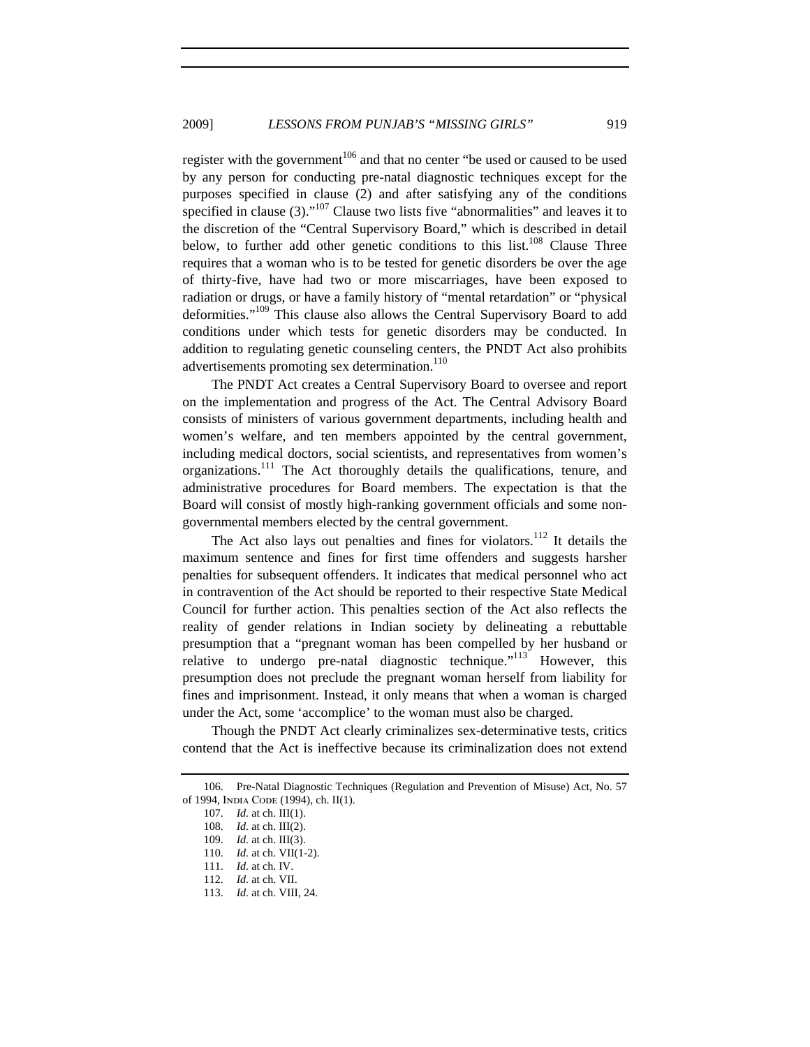register with the government[106] and that no center "be used or caused to be used by any person for conducting pre-natal diagnostic techniques except for the purposes specified in clause (2) and after satisfying any of the conditions specified in clause (3)."[107] Clause two lists five "abnormalities" and leaves it to the discretion of the "Central Supervisory Board," which is described in detail below, to further add other genetic conditions to this list.[108] Clause Three requires that a woman who is to be tested for genetic disorders be over the age of thirty-five, have had two or more miscarriages, have been exposed to radiation or drugs, or have a family history of "mental retardation" or "physical deformities."[109] This clause also allows the Central Supervisory Board to add conditions under which tests for genetic disorders may be conducted. In addition to regulating genetic counseling centers, the PNDT Act also prohibits advertisements promoting sex determination.[110]

The PNDT Act creates a Central Supervisory Board to oversee and report on the implementation and progress of the Act. The Central Advisory Board consists of ministers of various government departments, including health and women's welfare, and ten members appointed by the central government, including medical doctors, social scientists, and representatives from women's organizations.[111] The Act thoroughly details the qualifications, tenure, and administrative procedures for Board members. The expectation is that the Board will consist of mostly high-ranking government officials and some non-governmental members elected by the central government.

The Act also lays out penalties and fines for violators.[112] It details the maximum sentence and fines for first time offenders and suggests harsher penalties for subsequent offenders. It indicates that medical personnel who act in contravention of the Act should be reported to their respective State Medical Council for further action. This penalties section of the Act also reflects the reality of gender relations in Indian society by delineating a rebuttable presumption that a "pregnant woman has been compelled by her husband or relative to undergo pre-natal diagnostic technique."[113] However, this presumption does not preclude the pregnant woman herself from liability for fines and imprisonment. Instead, it only means that when a woman is charged under the Act, some 'accomplice' to the woman must also be charged.

Though the PNDT Act clearly criminalizes sex-determinative tests, critics contend that the Act is ineffective because its criminalization does not extend

---

106. Pre-Natal Diagnostic Techniques (Regulation and Prevention of Misuse) Act, No. 57 of 1994, INDIA CODE (1994), ch. II(1).

107. *Id.* at ch. III(1).

108. *Id.* at ch. III(2).

109. *Id.* at ch. III(3).

110. *Id.* at ch. VII(1-2).

111. *Id.* at ch. IV.

112. *Id.* at ch. VII.

113. *Id.* at ch. VIII, 24.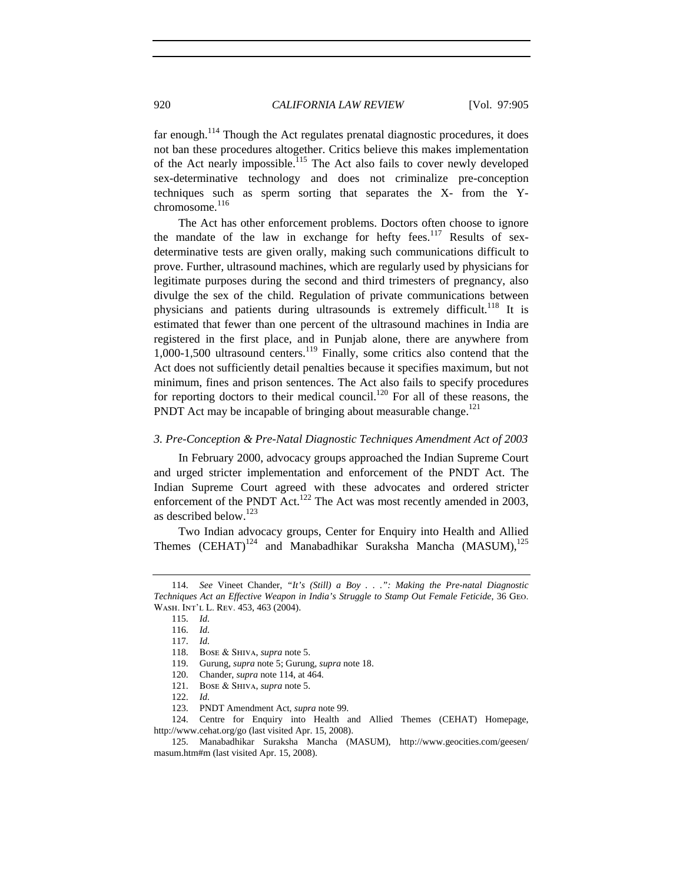far enough.[114] Though the Act regulates prenatal diagnostic procedures, it does not ban these procedures altogether. Critics believe this makes implementation of the Act nearly impossible.[115] The Act also fails to cover newly developed sex-determinative technology and does not criminalize pre-conception techniques such as sperm sorting that separates the X- from the Y-chromosome.[116]

The Act has other enforcement problems. Doctors often choose to ignore the mandate of the law in exchange for hefty fees.[117] Results of sex-determinative tests are given orally, making such communications difficult to prove. Further, ultrasound machines, which are regularly used by physicians for legitimate purposes during the second and third trimesters of pregnancy, also divulge the sex of the child. Regulation of private communications between physicians and patients during ultrasounds is extremely difficult.[118] It is estimated that fewer than one percent of the ultrasound machines in India are registered in the first place, and in Punjab alone, there are anywhere from 1,000-1,500 ultrasound centers.[119] Finally, some critics also contend that the Act does not sufficiently detail penalties because it specifies maximum, but not minimum, fines and prison sentences. The Act also fails to specify procedures for reporting doctors to their medical council.[120] For all of these reasons, the PNDT Act may be incapable of bringing about measurable change.[121]

### *3. Pre-Conception & Pre-Natal Diagnostic Techniques Amendment Act of 2003*

In February 2000, advocacy groups approached the Indian Supreme Court and urged stricter implementation and enforcement of the PNDT Act. The Indian Supreme Court agreed with these advocates and ordered stricter enforcement of the PNDT Act.[122] The Act was most recently amended in 2003, as described below.[123]

Two Indian advocacy groups, Center for Enquiry into Health and Allied Themes (CEHAT)[124] and Manabadhikar Suraksha Mancha (MASUM),[125]

---

114. *See* Vineet Chander, *"It's (Still) a Boy . . .": Making the Pre-natal Diagnostic Techniques Act an Effective Weapon in India's Struggle to Stamp Out Female Feticide*, 36 GEO. WASH. INT'L L. REV. 453, 463 (2004).

115. *Id.*

116. *Id.*

117. *Id.*

118. BOSE & SHIVA, *supra* note 5.

119. Gurung, *supra* note 5; Gurung, *supra* note 18.

120. Chander, *supra* note 114, at 464.

121. BOSE & SHIVA, *supra* note 5.

122. *Id.*

123. PNDT Amendment Act, *supra* note 99.

124. Centre for Enquiry into Health and Allied Themes (CEHAT) Homepage, http://www.cehat.org/go (last visited Apr. 15, 2008).

125. Manabadhikar Suraksha Mancha (MASUM), http://www.geocities.com/geesen/masum.htm#m (last visited Apr. 15, 2008).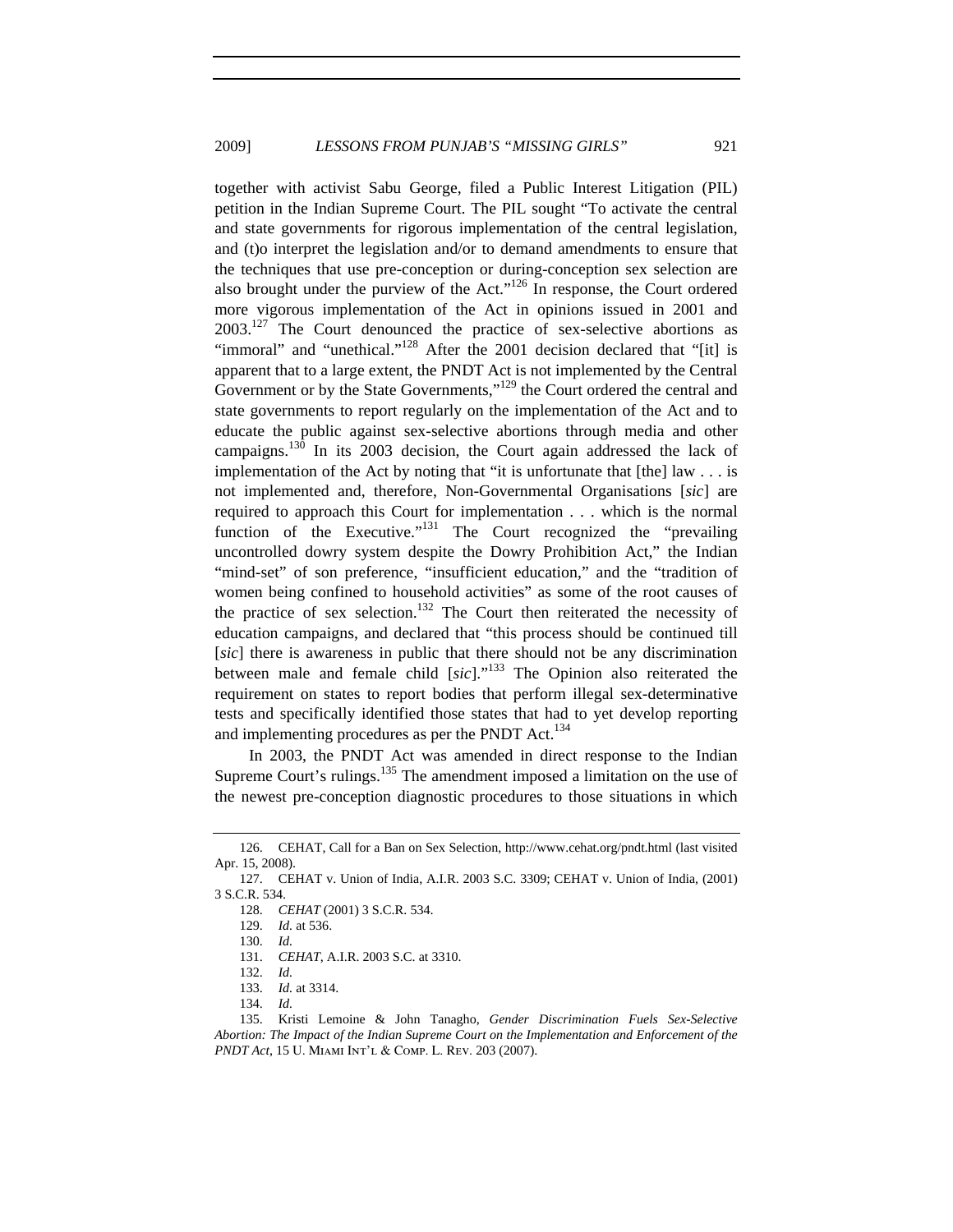together with activist Sabu George, filed a Public Interest Litigation (PIL) petition in the Indian Supreme Court. The PIL sought "To activate the central and state governments for rigorous implementation of the central legislation, and (t)o interpret the legislation and/or to demand amendments to ensure that the techniques that use pre-conception or during-conception sex selection are also brought under the purview of the Act."[126] In response, the Court ordered more vigorous implementation of the Act in opinions issued in 2001 and 2003.[127] The Court denounced the practice of sex-selective abortions as "immoral" and "unethical."[128] After the 2001 decision declared that "[it] is apparent that to a large extent, the PNDT Act is not implemented by the Central Government or by the State Governments,"[129] the Court ordered the central and state governments to report regularly on the implementation of the Act and to educate the public against sex-selective abortions through media and other campaigns.[130] In its 2003 decision, the Court again addressed the lack of implementation of the Act by noting that "it is unfortunate that [the] law . . . is not implemented and, therefore, Non-Governmental Organisations [*sic*] are required to approach this Court for implementation . . . which is the normal function of the Executive."[131] The Court recognized the "prevailing uncontrolled dowry system despite the Dowry Prohibition Act," the Indian "mind-set" of son preference, "insufficient education," and the "tradition of women being confined to household activities" as some of the root causes of the practice of sex selection.[132] The Court then reiterated the necessity of education campaigns, and declared that "this process should be continued till [*sic*] there is awareness in public that there should not be any discrimination between male and female child [*sic*]."[133] The Opinion also reiterated the requirement on states to report bodies that perform illegal sex-determinative tests and specifically identified those states that had to yet develop reporting and implementing procedures as per the PNDT Act.[134]

In 2003, the PNDT Act was amended in direct response to the Indian Supreme Court's rulings.[135] The amendment imposed a limitation on the use of the newest pre-conception diagnostic procedures to those situations in which

---

126. CEHAT, Call for a Ban on Sex Selection, http://www.cehat.org/pndt.html (last visited Apr. 15, 2008).

127. CEHAT v. Union of India, A.I.R. 2003 S.C. 3309; CEHAT v. Union of India, (2001) 3 S.C.R. 534.

128. *CEHAT* (2001) 3 S.C.R. 534.

129. *Id.* at 536.

130. *Id.*

131. *CEHAT*, A.I.R. 2003 S.C. at 3310.

132. *Id.*

133. *Id.* at 3314.

134. *Id.*

135. Kristi Lemoine & John Tanagho, *Gender Discrimination Fuels Sex-Selective Abortion: The Impact of the Indian Supreme Court on the Implementation and Enforcement of the PNDT Act*, 15 U. MIAMI INT'L & COMP. L. REV. 203 (2007).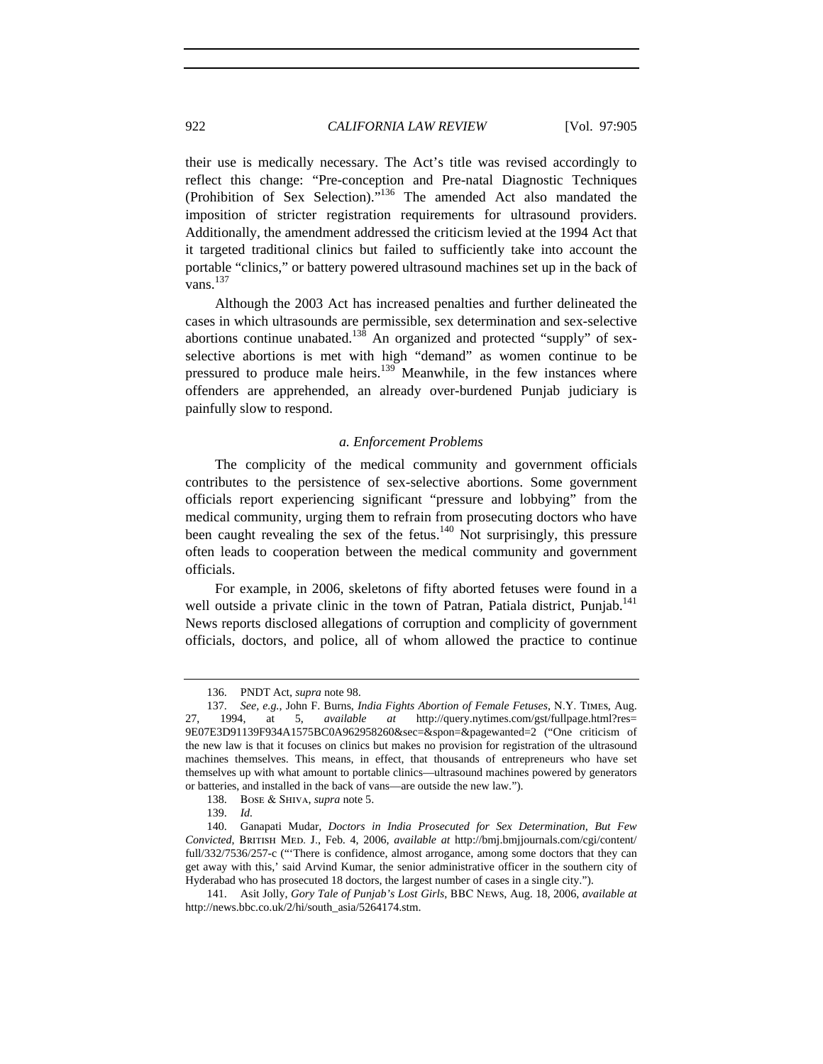their use is medically necessary. The Act's title was revised accordingly to reflect this change: "Pre-conception and Pre-natal Diagnostic Techniques (Prohibition of Sex Selection)."[136] The amended Act also mandated the imposition of stricter registration requirements for ultrasound providers. Additionally, the amendment addressed the criticism levied at the 1994 Act that it targeted traditional clinics but failed to sufficiently take into account the portable "clinics," or battery powered ultrasound machines set up in the back of vans.[137]

Although the 2003 Act has increased penalties and further delineated the cases in which ultrasounds are permissible, sex determination and sex-selective abortions continue unabated.[138] An organized and protected "supply" of sex-selective abortions is met with high "demand" as women continue to be pressured to produce male heirs.[139] Meanwhile, in the few instances where offenders are apprehended, an already over-burdened Punjab judiciary is painfully slow to respond.

*a. Enforcement Problems*

The complicity of the medical community and government officials contributes to the persistence of sex-selective abortions. Some government officials report experiencing significant "pressure and lobbying" from the medical community, urging them to refrain from prosecuting doctors who have been caught revealing the sex of the fetus.[140] Not surprisingly, this pressure often leads to cooperation between the medical community and government officials.

For example, in 2006, skeletons of fifty aborted fetuses were found in a well outside a private clinic in the town of Patran, Patiala district, Punjab.[141] News reports disclosed allegations of corruption and complicity of government officials, doctors, and police, all of whom allowed the practice to continue

---

136. PNDT Act, *supra* note 98.

137. *See, e.g.*, John F. Burns, *India Fights Abortion of Female Fetuses*, N.Y. TIMES, Aug. 27, 1994, at 5, *available at* http://query.nytimes.com/gst/fullpage.html?res=9E07E3D91139F934A1575BC0A962958260&sec=&spon=&pagewanted=2 ("One criticism of the new law is that it focuses on clinics but makes no provision for registration of the ultrasound machines themselves. This means, in effect, that thousands of entrepreneurs who have set themselves up with what amount to portable clinics—ultrasound machines powered by generators or batteries, and installed in the back of vans—are outside the new law.").

138. BOSE & SHIVA, *supra* note 5.

139. *Id.*

140. Ganapati Mudar, *Doctors in India Prosecuted for Sex Determination, But Few Convicted*, BRITISH MED. J., Feb. 4, 2006, *available at* http://bmj.bmjjournals.com/cgi/content/full/332/7536/257-c ("'There is confidence, almost arrogance, among some doctors that they can get away with this,' said Arvind Kumar, the senior administrative officer in the southern city of Hyderabad who has prosecuted 18 doctors, the largest number of cases in a single city.").

141. Asit Jolly, *Gory Tale of Punjab's Lost Girls*, BBC NEWS, Aug. 18, 2006, *available at* http://news.bbc.co.uk/2/hi/south_asia/5264174.stm.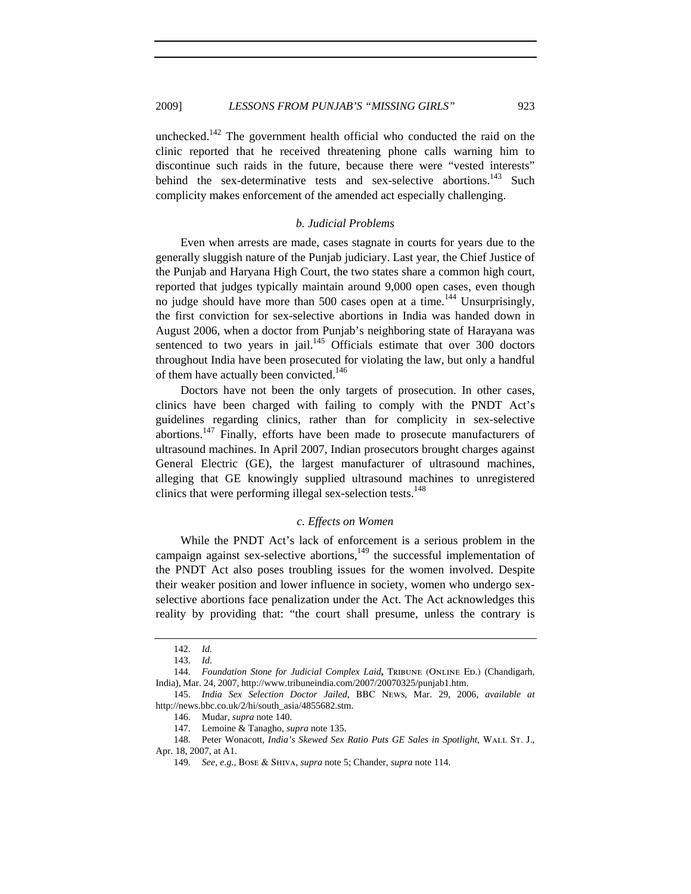unchecked.[142] The government health official who conducted the raid on the clinic reported that he received threatening phone calls warning him to discontinue such raids in the future, because there were "vested interests" behind the sex-determinative tests and sex-selective abortions.[143] Such complicity makes enforcement of the amended act especially challenging.

### *b. Judicial Problems*

Even when arrests are made, cases stagnate in courts for years due to the generally sluggish nature of the Punjab judiciary. Last year, the Chief Justice of the Punjab and Haryana High Court, the two states share a common high court, reported that judges typically maintain around 9,000 open cases, even though no judge should have more than 500 cases open at a time.[144] Unsurprisingly, the first conviction for sex-selective abortions in India was handed down in August 2006, when a doctor from Punjab's neighboring state of Harayana was sentenced to two years in jail.[145] Officials estimate that over 300 doctors throughout India have been prosecuted for violating the law, but only a handful of them have actually been convicted.[146]

Doctors have not been the only targets of prosecution. In other cases, clinics have been charged with failing to comply with the PNDT Act's guidelines regarding clinics, rather than for complicity in sex-selective abortions.[147] Finally, efforts have been made to prosecute manufacturers of ultrasound machines. In April 2007, Indian prosecutors brought charges against General Electric (GE), the largest manufacturer of ultrasound machines, alleging that GE knowingly supplied ultrasound machines to unregistered clinics that were performing illegal sex-selection tests.[148]

### *c. Effects on Women*

While the PNDT Act's lack of enforcement is a serious problem in the campaign against sex-selective abortions,[149] the successful implementation of the PNDT Act also poses troubling issues for the women involved. Despite their weaker position and lower influence in society, women who undergo sex-selective abortions face penalization under the Act. The Act acknowledges this reality by providing that: "the court shall presume, unless the contrary is

---

142. *Id.*

143. *Id.*

144. *Foundation Stone for Judicial Complex Laid*, TRIBUNE (ONLINE ED.) (Chandigarh, India), Mar. 24, 2007, http://www.tribuneindia.com/2007/20070325/punjab1.htm.

145. *India Sex Selection Doctor Jailed*, BBC NEWS, Mar. 29, 2006, *available at* http://news.bbc.co.uk/2/hi/south_asia/4855682.stm.

146. Mudar, *supra* note 140.

147. Lemoine & Tanagho, *supra* note 135.

148. Peter Wonacott, *India's Skewed Sex Ratio Puts GE Sales in Spotlight*, WALL ST. J., Apr. 18, 2007, at A1.

149. *See, e.g.*, BOSE & SHIVA, *supra* note 5; Chander, *supra* note 114.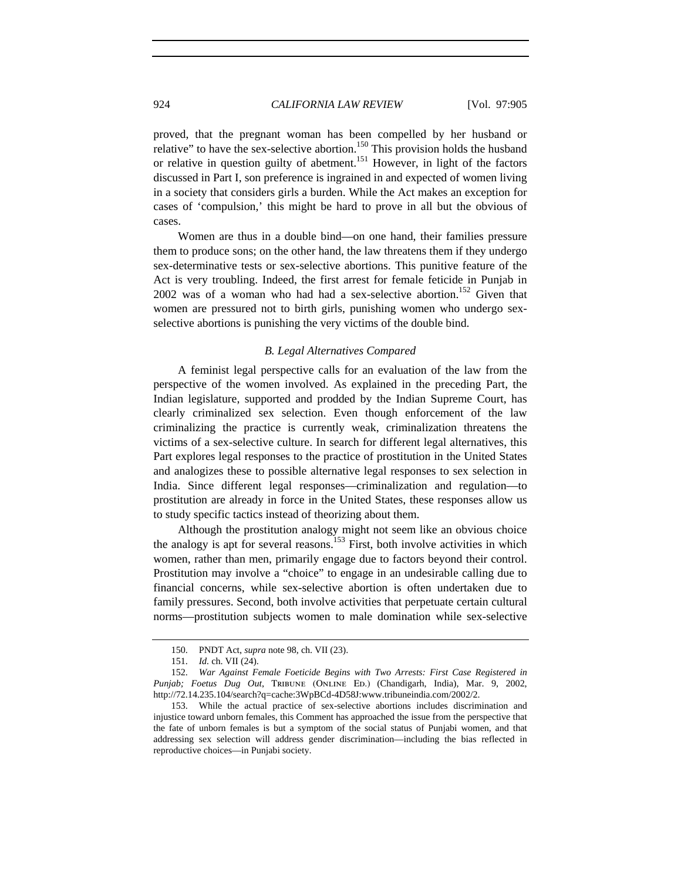proved, that the pregnant woman has been compelled by her husband or relative" to have the sex-selective abortion.[150] This provision holds the husband or relative in question guilty of abetment.[151] However, in light of the factors discussed in Part I, son preference is ingrained in and expected of women living in a society that considers girls a burden. While the Act makes an exception for cases of 'compulsion,' this might be hard to prove in all but the obvious of cases.

Women are thus in a double bind—on one hand, their families pressure them to produce sons; on the other hand, the law threatens them if they undergo sex-determinative tests or sex-selective abortions. This punitive feature of the Act is very troubling. Indeed, the first arrest for female feticide in Punjab in 2002 was of a woman who had had a sex-selective abortion.[152] Given that women are pressured not to birth girls, punishing women who undergo sex-selective abortions is punishing the very victims of the double bind.

### *B. Legal Alternatives Compared*

A feminist legal perspective calls for an evaluation of the law from the perspective of the women involved. As explained in the preceding Part, the Indian legislature, supported and prodded by the Indian Supreme Court, has clearly criminalized sex selection. Even though enforcement of the law criminalizing the practice is currently weak, criminalization threatens the victims of a sex-selective culture. In search for different legal alternatives, this Part explores legal responses to the practice of prostitution in the United States and analogizes these to possible alternative legal responses to sex selection in India. Since different legal responses—criminalization and regulation—to prostitution are already in force in the United States, these responses allow us to study specific tactics instead of theorizing about them.

Although the prostitution analogy might not seem like an obvious choice the analogy is apt for several reasons.[153] First, both involve activities in which women, rather than men, primarily engage due to factors beyond their control. Prostitution may involve a "choice" to engage in an undesirable calling due to financial concerns, while sex-selective abortion is often undertaken due to family pressures. Second, both involve activities that perpetuate certain cultural norms—prostitution subjects women to male domination while sex-selective

---

150. PNDT Act, *supra* note 98, ch. VII (23).

151. *Id.* ch. VII (24).

152. *War Against Female Foeticide Begins with Two Arrests: First Case Registered in Punjab; Foetus Dug Out*, TRIBUNE (ONLINE ED.) (Chandigarh, India), Mar. 9, 2002, http://72.14.235.104/search?q=cache:3WpBCd-4D58J:www.tribuneindia.com/2002/2.

153. While the actual practice of sex-selective abortions includes discrimination and injustice toward unborn females, this Comment has approached the issue from the perspective that the fate of unborn females is but a symptom of the social status of Punjabi women, and that addressing sex selection will address gender discrimination—including the bias reflected in reproductive choices—in Punjabi society.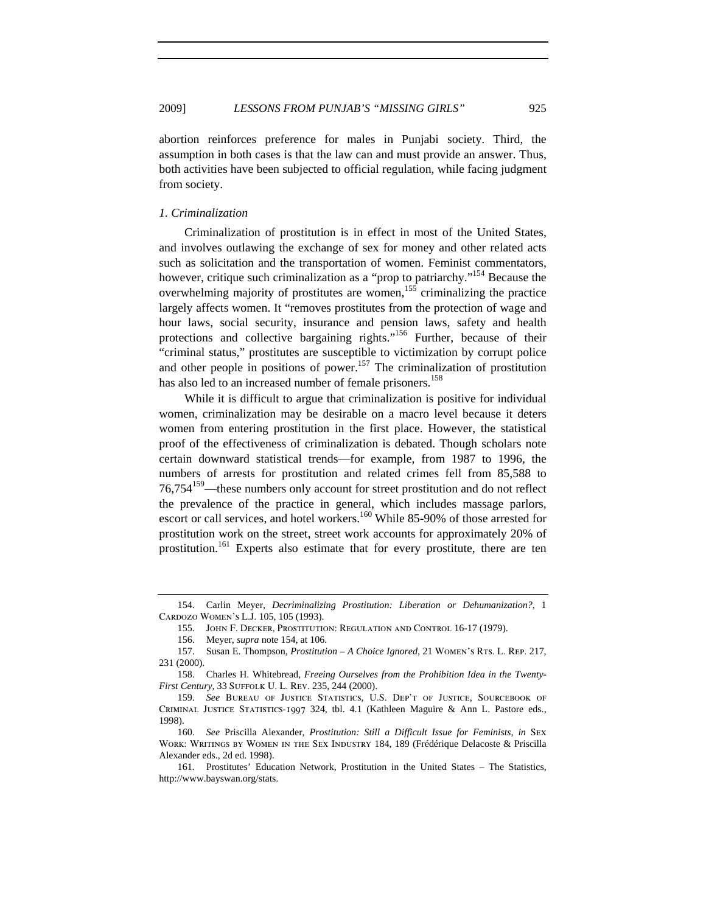abortion reinforces preference for males in Punjabi society. Third, the assumption in both cases is that the law can and must provide an answer. Thus, both activities have been subjected to official regulation, while facing judgment from society.

### *1. Criminalization*

Criminalization of prostitution is in effect in most of the United States, and involves outlawing the exchange of sex for money and other related acts such as solicitation and the transportation of women. Feminist commentators, however, critique such criminalization as a "prop to patriarchy."[154] Because the overwhelming majority of prostitutes are women,[155] criminalizing the practice largely affects women. It "removes prostitutes from the protection of wage and hour laws, social security, insurance and pension laws, safety and health protections and collective bargaining rights."[156] Further, because of their "criminal status," prostitutes are susceptible to victimization by corrupt police and other people in positions of power.[157] The criminalization of prostitution has also led to an increased number of female prisoners.[158]

While it is difficult to argue that criminalization is positive for individual women, criminalization may be desirable on a macro level because it deters women from entering prostitution in the first place. However, the statistical proof of the effectiveness of criminalization is debated. Though scholars note certain downward statistical trends—for example, from 1987 to 1996, the numbers of arrests for prostitution and related crimes fell from 85,588 to 76,754[159]—these numbers only account for street prostitution and do not reflect the prevalence of the practice in general, which includes massage parlors, escort or call services, and hotel workers.[160] While 85-90% of those arrested for prostitution work on the street, street work accounts for approximately 20% of prostitution.[161] Experts also estimate that for every prostitute, there are ten

---

154. Carlin Meyer, *Decriminalizing Prostitution: Liberation or Dehumanization?*, 1 Cardozo Women's L.J. 105, 105 (1993).

155. John F. Decker, Prostitution: Regulation and Control 16-17 (1979).

156. Meyer, *supra* note 154, at 106.

157. Susan E. Thompson, *Prostitution – A Choice Ignored*, 21 Women's Rts. L. Rep. 217, 231 (2000).

158. Charles H. Whitebread, *Freeing Ourselves from the Prohibition Idea in the Twenty-First Century*, 33 Suffolk U. L. Rev. 235, 244 (2000).

159. *See* Bureau of Justice Statistics, U.S. Dep't of Justice, Sourcebook of Criminal Justice Statistics-1997 324, tbl. 4.1 (Kathleen Maguire & Ann L. Pastore eds., 1998).

160. *See* Priscilla Alexander, *Prostitution: Still a Difficult Issue for Feminists*, *in* Sex Work: Writings by Women in the Sex Industry 184, 189 (Frédérique Delacoste & Priscilla Alexander eds., 2d ed. 1998).

161. Prostitutes' Education Network, Prostitution in the United States – The Statistics, http://www.bayswan.org/stats.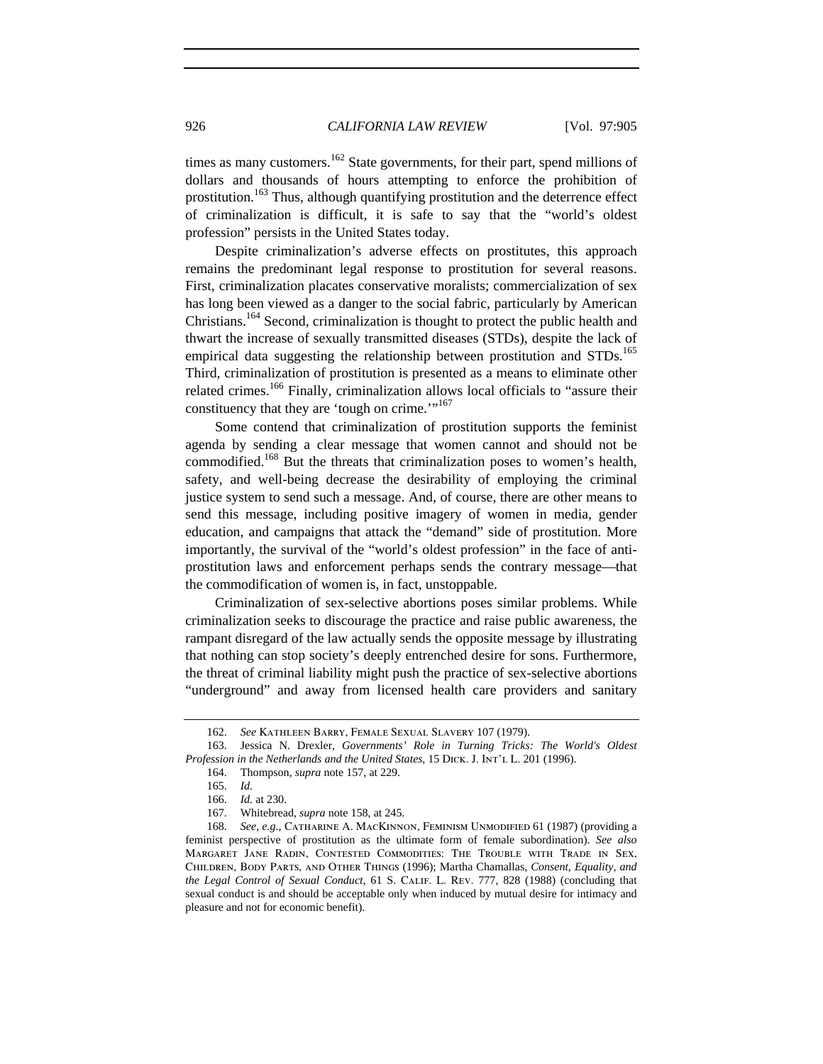times as many customers.[162] State governments, for their part, spend millions of dollars and thousands of hours attempting to enforce the prohibition of prostitution.[163] Thus, although quantifying prostitution and the deterrence effect of criminalization is difficult, it is safe to say that the "world's oldest profession" persists in the United States today.

Despite criminalization's adverse effects on prostitutes, this approach remains the predominant legal response to prostitution for several reasons. First, criminalization placates conservative moralists; commercialization of sex has long been viewed as a danger to the social fabric, particularly by American Christians.[164] Second, criminalization is thought to protect the public health and thwart the increase of sexually transmitted diseases (STDs), despite the lack of empirical data suggesting the relationship between prostitution and STDs.[165] Third, criminalization of prostitution is presented as a means to eliminate other related crimes.[166] Finally, criminalization allows local officials to "assure their constituency that they are 'tough on crime.'"[167]

Some contend that criminalization of prostitution supports the feminist agenda by sending a clear message that women cannot and should not be commodified.[168] But the threats that criminalization poses to women's health, safety, and well-being decrease the desirability of employing the criminal justice system to send such a message. And, of course, there are other means to send this message, including positive imagery of women in media, gender education, and campaigns that attack the "demand" side of prostitution. More importantly, the survival of the "world's oldest profession" in the face of anti-prostitution laws and enforcement perhaps sends the contrary message—that the commodification of women is, in fact, unstoppable.

Criminalization of sex-selective abortions poses similar problems. While criminalization seeks to discourage the practice and raise public awareness, the rampant disregard of the law actually sends the opposite message by illustrating that nothing can stop society's deeply entrenched desire for sons. Furthermore, the threat of criminal liability might push the practice of sex-selective abortions "underground" and away from licensed health care providers and sanitary

---

162. *See* Kathleen Barry, Female Sexual Slavery 107 (1979).

163. Jessica N. Drexler, *Governments' Role in Turning Tricks: The World's Oldest Profession in the Netherlands and the United States*, 15 Dick. J. Int'l L. 201 (1996).

164. Thompson, *supra* note 157, at 229.

165. *Id.*

166. *Id.* at 230.

167. Whitebread, *supra* note 158, at 245.

168. *See, e.g.*, Catharine A. MacKinnon, Feminism Unmodified 61 (1987) (providing a feminist perspective of prostitution as the ultimate form of female subordination). *See also* Margaret Jane Radin, Contested Commodities: The Trouble with Trade in Sex, Children, Body Parts, and Other Things (1996); Martha Chamallas, *Consent, Equality, and the Legal Control of Sexual Conduct*, 61 S. Calif. L. Rev. 777, 828 (1988) (concluding that sexual conduct is and should be acceptable only when induced by mutual desire for intimacy and pleasure and not for economic benefit).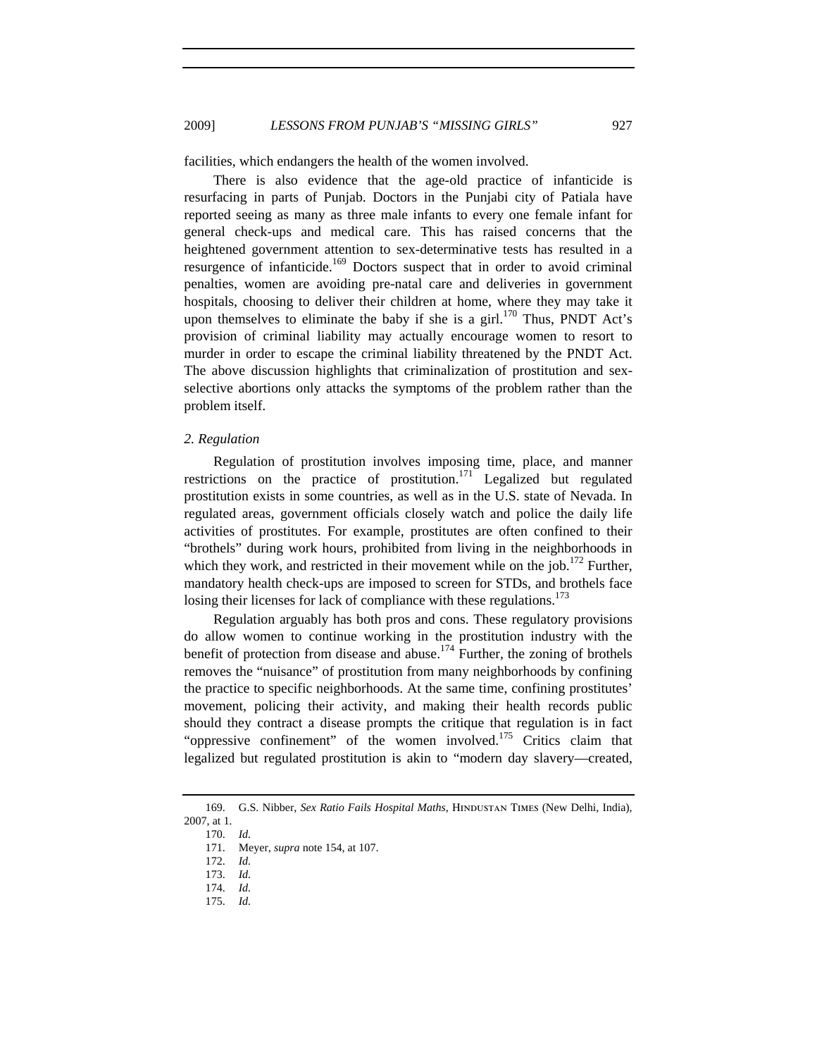facilities, which endangers the health of the women involved.

There is also evidence that the age-old practice of infanticide is resurfacing in parts of Punjab. Doctors in the Punjabi city of Patiala have reported seeing as many as three male infants to every one female infant for general check-ups and medical care. This has raised concerns that the heightened government attention to sex-determinative tests has resulted in a resurgence of infanticide.[169] Doctors suspect that in order to avoid criminal penalties, women are avoiding pre-natal care and deliveries in government hospitals, choosing to deliver their children at home, where they may take it upon themselves to eliminate the baby if she is a girl.[170] Thus, PNDT Act's provision of criminal liability may actually encourage women to resort to murder in order to escape the criminal liability threatened by the PNDT Act. The above discussion highlights that criminalization of prostitution and sex-selective abortions only attacks the symptoms of the problem rather than the problem itself.

### *2. Regulation*

Regulation of prostitution involves imposing time, place, and manner restrictions on the practice of prostitution.[171] Legalized but regulated prostitution exists in some countries, as well as in the U.S. state of Nevada. In regulated areas, government officials closely watch and police the daily life activities of prostitutes. For example, prostitutes are often confined to their "brothels" during work hours, prohibited from living in the neighborhoods in which they work, and restricted in their movement while on the job.[172] Further, mandatory health check-ups are imposed to screen for STDs, and brothels face losing their licenses for lack of compliance with these regulations.[173]

Regulation arguably has both pros and cons. These regulatory provisions do allow women to continue working in the prostitution industry with the benefit of protection from disease and abuse.[174] Further, the zoning of brothels removes the "nuisance" of prostitution from many neighborhoods by confining the practice to specific neighborhoods. At the same time, confining prostitutes' movement, policing their activity, and making their health records public should they contract a disease prompts the critique that regulation is in fact "oppressive confinement" of the women involved.[175] Critics claim that legalized but regulated prostitution is akin to "modern day slavery—created,

---

169. G.S. Nibber, *Sex Ratio Fails Hospital Maths*, HINDUSTAN TIMES (New Delhi, India), 2007, at 1.

170. *Id.*

171. Meyer, *supra* note 154, at 107.

172. *Id.*

173. *Id.*

174. *Id.*

175. *Id.*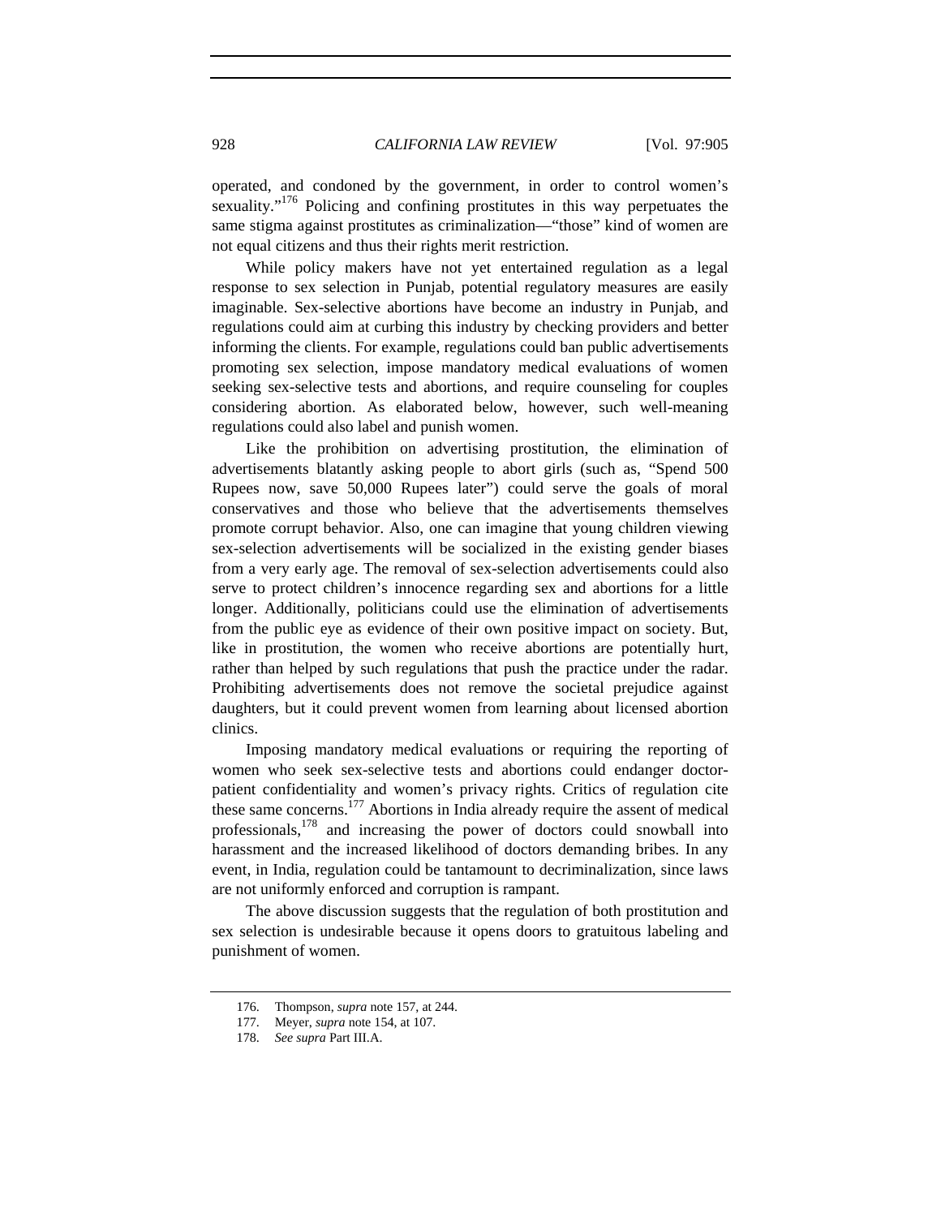operated, and condoned by the government, in order to control women's sexuality."[176] Policing and confining prostitutes in this way perpetuates the same stigma against prostitutes as criminalization—"those" kind of women are not equal citizens and thus their rights merit restriction.

While policy makers have not yet entertained regulation as a legal response to sex selection in Punjab, potential regulatory measures are easily imaginable. Sex-selective abortions have become an industry in Punjab, and regulations could aim at curbing this industry by checking providers and better informing the clients. For example, regulations could ban public advertisements promoting sex selection, impose mandatory medical evaluations of women seeking sex-selective tests and abortions, and require counseling for couples considering abortion. As elaborated below, however, such well-meaning regulations could also label and punish women.

Like the prohibition on advertising prostitution, the elimination of advertisements blatantly asking people to abort girls (such as, "Spend 500 Rupees now, save 50,000 Rupees later") could serve the goals of moral conservatives and those who believe that the advertisements themselves promote corrupt behavior. Also, one can imagine that young children viewing sex-selection advertisements will be socialized in the existing gender biases from a very early age. The removal of sex-selection advertisements could also serve to protect children's innocence regarding sex and abortions for a little longer. Additionally, politicians could use the elimination of advertisements from the public eye as evidence of their own positive impact on society. But, like in prostitution, the women who receive abortions are potentially hurt, rather than helped by such regulations that push the practice under the radar. Prohibiting advertisements does not remove the societal prejudice against daughters, but it could prevent women from learning about licensed abortion clinics.

Imposing mandatory medical evaluations or requiring the reporting of women who seek sex-selective tests and abortions could endanger doctor-patient confidentiality and women's privacy rights. Critics of regulation cite these same concerns.[177] Abortions in India already require the assent of medical professionals,[178] and increasing the power of doctors could snowball into harassment and the increased likelihood of doctors demanding bribes. In any event, in India, regulation could be tantamount to decriminalization, since laws are not uniformly enforced and corruption is rampant.

The above discussion suggests that the regulation of both prostitution and sex selection is undesirable because it opens doors to gratuitous labeling and punishment of women.

176. Thompson, *supra* note 157, at 244.

177. Meyer, *supra* note 154, at 107.

178. *See supra* Part III.A.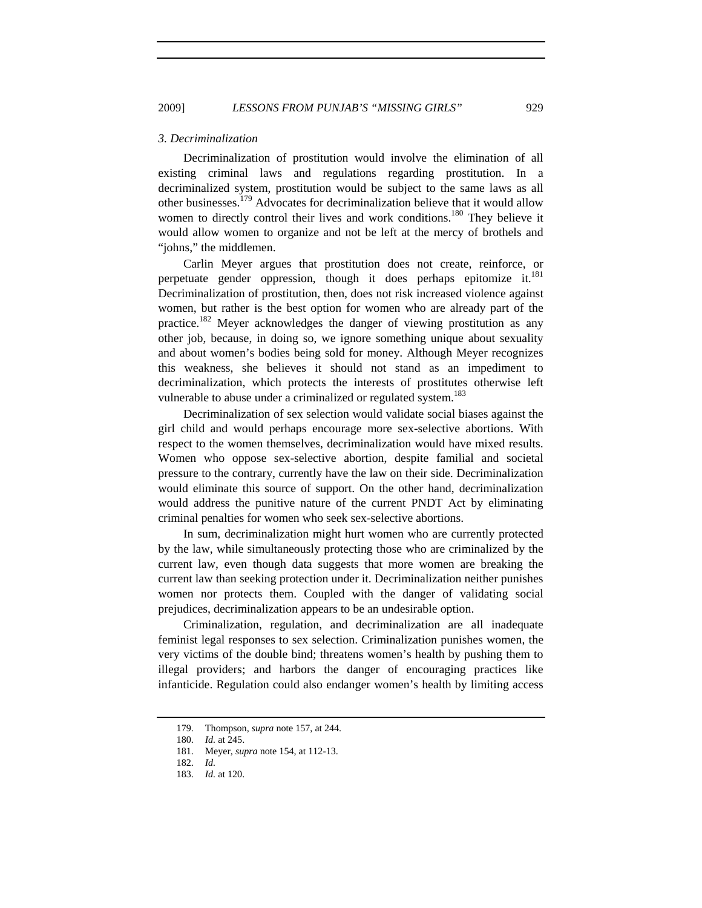### *3. Decriminalization*

Decriminalization of prostitution would involve the elimination of all existing criminal laws and regulations regarding prostitution. In a decriminalized system, prostitution would be subject to the same laws as all other businesses.[179] Advocates for decriminalization believe that it would allow women to directly control their lives and work conditions.[180] They believe it would allow women to organize and not be left at the mercy of brothels and "johns," the middlemen.

Carlin Meyer argues that prostitution does not create, reinforce, or perpetuate gender oppression, though it does perhaps epitomize it.[181] Decriminalization of prostitution, then, does not risk increased violence against women, but rather is the best option for women who are already part of the practice.[182] Meyer acknowledges the danger of viewing prostitution as any other job, because, in doing so, we ignore something unique about sexuality and about women's bodies being sold for money. Although Meyer recognizes this weakness, she believes it should not stand as an impediment to decriminalization, which protects the interests of prostitutes otherwise left vulnerable to abuse under a criminalized or regulated system.[183]

Decriminalization of sex selection would validate social biases against the girl child and would perhaps encourage more sex-selective abortions. With respect to the women themselves, decriminalization would have mixed results. Women who oppose sex-selective abortion, despite familial and societal pressure to the contrary, currently have the law on their side. Decriminalization would eliminate this source of support. On the other hand, decriminalization would address the punitive nature of the current PNDT Act by eliminating criminal penalties for women who seek sex-selective abortions.

In sum, decriminalization might hurt women who are currently protected by the law, while simultaneously protecting those who are criminalized by the current law, even though data suggests that more women are breaking the current law than seeking protection under it. Decriminalization neither punishes women nor protects them. Coupled with the danger of validating social prejudices, decriminalization appears to be an undesirable option.

Criminalization, regulation, and decriminalization are all inadequate feminist legal responses to sex selection. Criminalization punishes women, the very victims of the double bind; threatens women's health by pushing them to illegal providers; and harbors the danger of encouraging practices like infanticide. Regulation could also endanger women's health by limiting access

---

179. Thompson, *supra* note 157, at 244.
180. *Id.* at 245.
181. Meyer, *supra* note 154, at 112-13.
182. *Id.*
183. *Id.* at 120.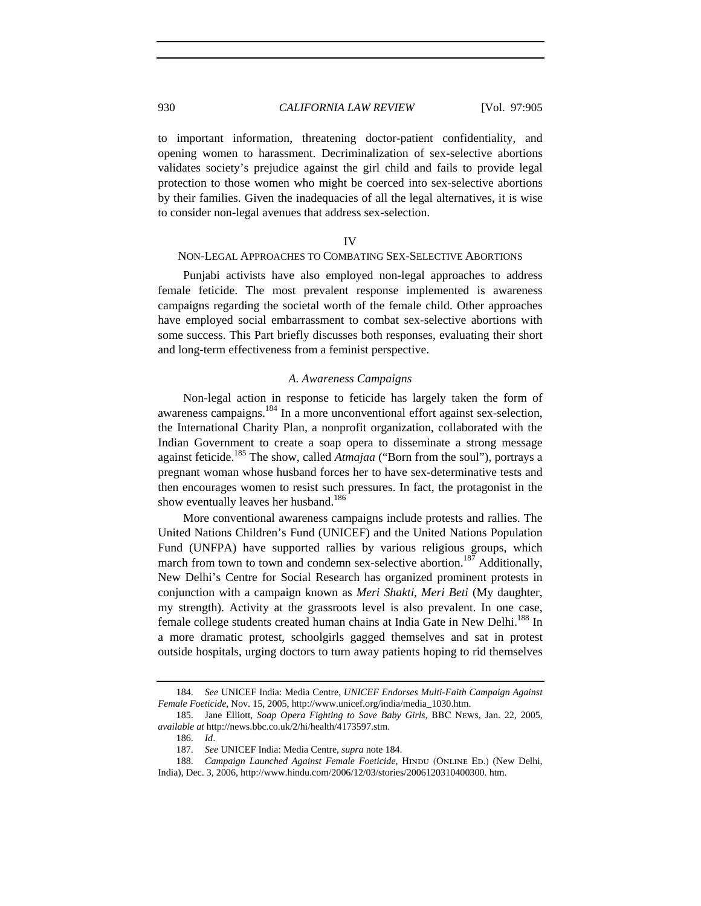to important information, threatening doctor-patient confidentiality, and opening women to harassment. Decriminalization of sex-selective abortions validates society's prejudice against the girl child and fails to provide legal protection to those women who might be coerced into sex-selective abortions by their families. Given the inadequacies of all the legal alternatives, it is wise to consider non-legal avenues that address sex-selection.

## IV
## NON-LEGAL APPROACHES TO COMBATING SEX-SELECTIVE ABORTIONS

Punjabi activists have also employed non-legal approaches to address female feticide. The most prevalent response implemented is awareness campaigns regarding the societal worth of the female child. Other approaches have employed social embarrassment to combat sex-selective abortions with some success. This Part briefly discusses both responses, evaluating their short and long-term effectiveness from a feminist perspective.

### *A. Awareness Campaigns*

Non-legal action in response to feticide has largely taken the form of awareness campaigns.[184] In a more unconventional effort against sex-selection, the International Charity Plan, a nonprofit organization, collaborated with the Indian Government to create a soap opera to disseminate a strong message against feticide.[185] The show, called *Atmajaa* ("Born from the soul"), portrays a pregnant woman whose husband forces her to have sex-determinative tests and then encourages women to resist such pressures. In fact, the protagonist in the show eventually leaves her husband.[186]

More conventional awareness campaigns include protests and rallies. The United Nations Children's Fund (UNICEF) and the United Nations Population Fund (UNFPA) have supported rallies by various religious groups, which march from town to town and condemn sex-selective abortion.[187] Additionally, New Delhi's Centre for Social Research has organized prominent protests in conjunction with a campaign known as *Meri Shakti, Meri Beti* (My daughter, my strength). Activity at the grassroots level is also prevalent. In one case, female college students created human chains at India Gate in New Delhi.[188] In a more dramatic protest, schoolgirls gagged themselves and sat in protest outside hospitals, urging doctors to turn away patients hoping to rid themselves

---

184. *See* UNICEF India: Media Centre, *UNICEF Endorses Multi-Faith Campaign Against Female Foeticide*, Nov. 15, 2005, http://www.unicef.org/india/media_1030.htm.

185. Jane Elliott, *Soap Opera Fighting to Save Baby Girls*, BBC NEWS, Jan. 22, 2005, *available at* http://news.bbc.co.uk/2/hi/health/4173597.stm.

186. *Id*.

187. *See* UNICEF India: Media Centre, *supra* note 184.

188. *Campaign Launched Against Female Foeticide*, HINDU (ONLINE ED.) (New Delhi, India), Dec. 3, 2006, http://www.hindu.com/2006/12/03/stories/2006120310400300. htm.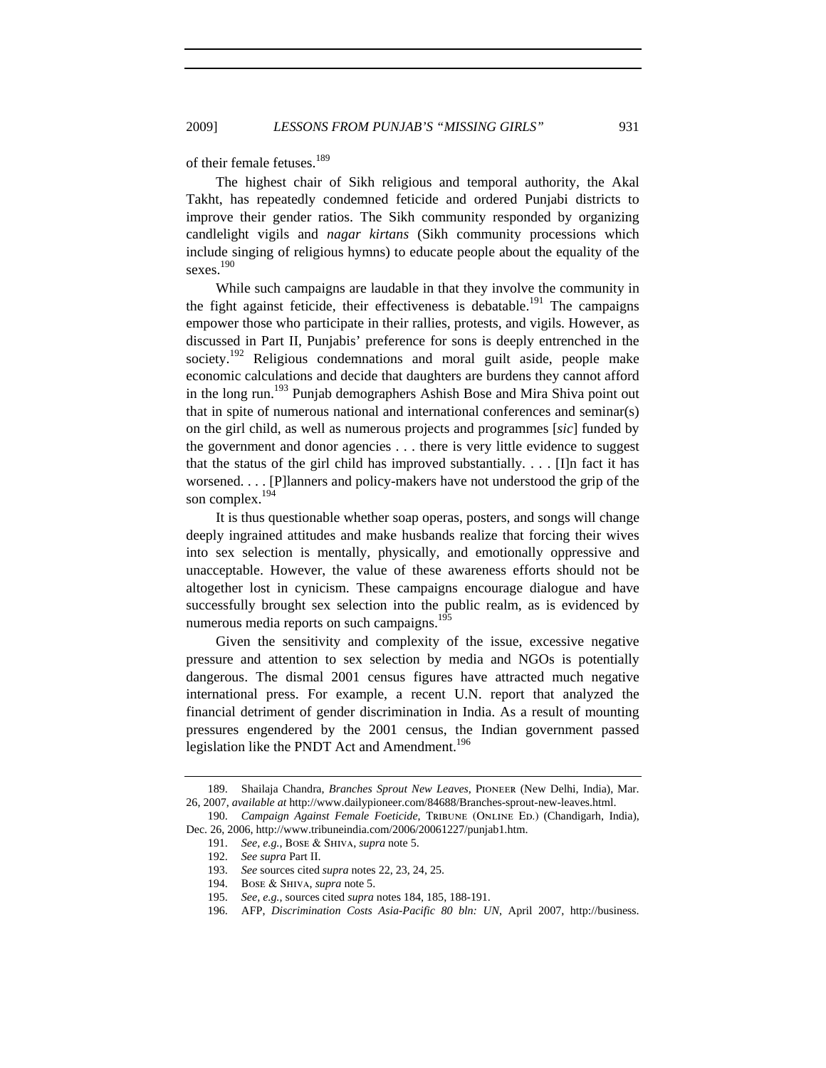of their female fetuses.[189]

The highest chair of Sikh religious and temporal authority, the Akal Takht, has repeatedly condemned feticide and ordered Punjabi districts to improve their gender ratios. The Sikh community responded by organizing candlelight vigils and *nagar kirtans* (Sikh community processions which include singing of religious hymns) to educate people about the equality of the sexes.[190]

While such campaigns are laudable in that they involve the community in the fight against feticide, their effectiveness is debatable.[191] The campaigns empower those who participate in their rallies, protests, and vigils. However, as discussed in Part II, Punjabis' preference for sons is deeply entrenched in the society.[192] Religious condemnations and moral guilt aside, people make economic calculations and decide that daughters are burdens they cannot afford in the long run.[193] Punjab demographers Ashish Bose and Mira Shiva point out that in spite of numerous national and international conferences and seminar(s) on the girl child, as well as numerous projects and programmes [*sic*] funded by the government and donor agencies . . . there is very little evidence to suggest that the status of the girl child has improved substantially. . . . [I]n fact it has worsened. . . . [P]lanners and policy-makers have not understood the grip of the son complex.[194]

It is thus questionable whether soap operas, posters, and songs will change deeply ingrained attitudes and make husbands realize that forcing their wives into sex selection is mentally, physically, and emotionally oppressive and unacceptable. However, the value of these awareness efforts should not be altogether lost in cynicism. These campaigns encourage dialogue and have successfully brought sex selection into the public realm, as is evidenced by numerous media reports on such campaigns.[195]

Given the sensitivity and complexity of the issue, excessive negative pressure and attention to sex selection by media and NGOs is potentially dangerous. The dismal 2001 census figures have attracted much negative international press. For example, a recent U.N. report that analyzed the financial detriment of gender discrimination in India. As a result of mounting pressures engendered by the 2001 census, the Indian government passed legislation like the PNDT Act and Amendment.[196]

---

189. Shailaja Chandra, *Branches Sprout New Leaves*, PIONEER (New Delhi, India), Mar. 26, 2007, *available at* http://www.dailypioneer.com/84688/Branches-sprout-new-leaves.html.

190. *Campaign Against Female Foeticide*, TRIBUNE (ONLINE ED.) (Chandigarh, India), Dec. 26, 2006, http://www.tribuneindia.com/2006/20061227/punjab1.htm.

191. *See, e.g.*, BOSE & SHIVA, *supra* note 5.

192. *See supra* Part II.

193. *See* sources cited *supra* notes 22, 23, 24, 25.

194. BOSE & SHIVA, *supra* note 5.

195. *See, e.g.*, sources cited *supra* notes 184, 185, 188-191.

196. AFP, *Discrimination Costs Asia-Pacific 80 bln: UN*, April 2007, http://business.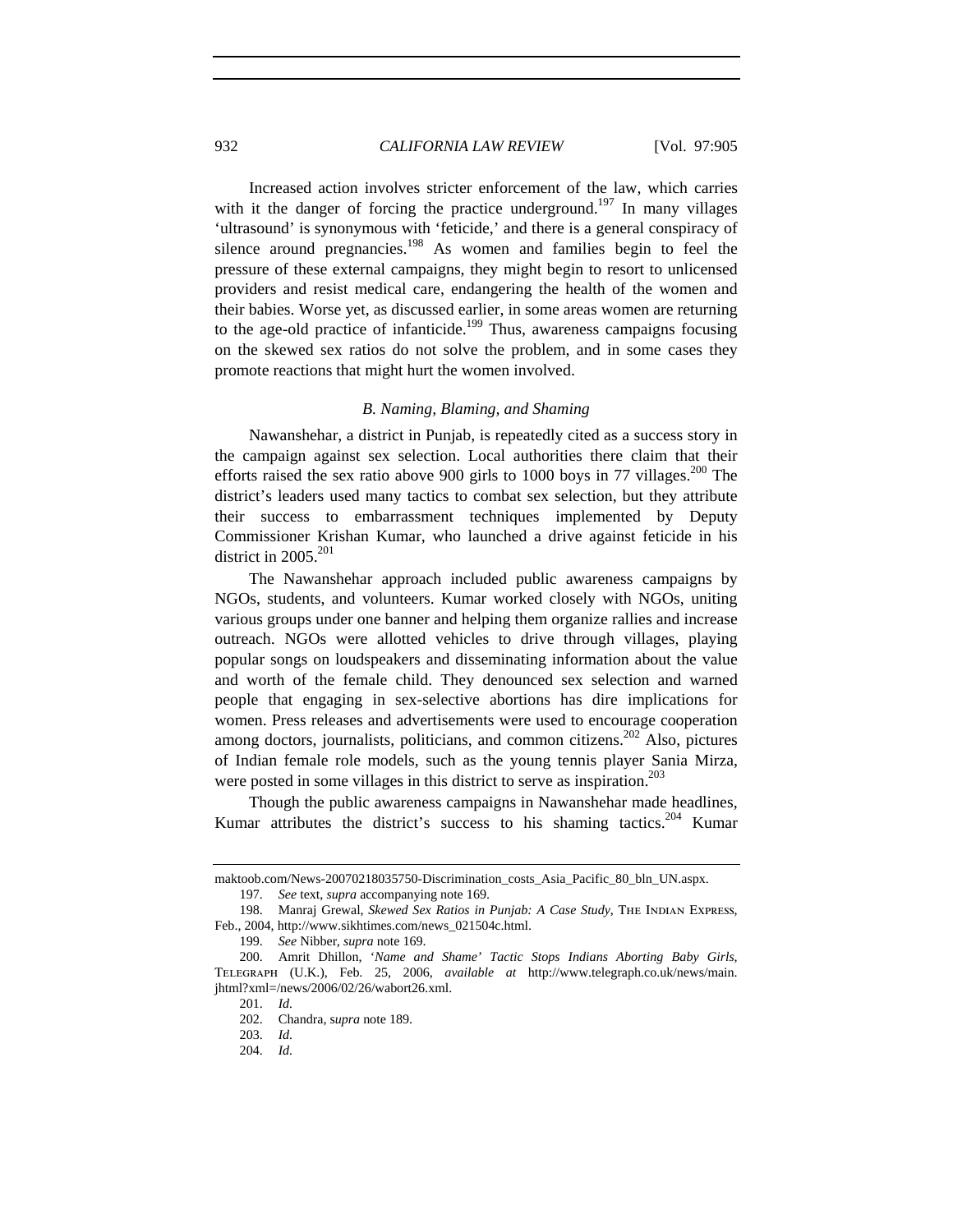Increased action involves stricter enforcement of the law, which carries with it the danger of forcing the practice underground.[197] In many villages 'ultrasound' is synonymous with 'feticide,' and there is a general conspiracy of silence around pregnancies.[198] As women and families begin to feel the pressure of these external campaigns, they might begin to resort to unlicensed providers and resist medical care, endangering the health of the women and their babies. Worse yet, as discussed earlier, in some areas women are returning to the age-old practice of infanticide.[199] Thus, awareness campaigns focusing on the skewed sex ratios do not solve the problem, and in some cases they promote reactions that might hurt the women involved.

### *B. Naming, Blaming, and Shaming*

Nawanshehar, a district in Punjab, is repeatedly cited as a success story in the campaign against sex selection. Local authorities there claim that their efforts raised the sex ratio above 900 girls to 1000 boys in 77 villages.[200] The district's leaders used many tactics to combat sex selection, but they attribute their success to embarrassment techniques implemented by Deputy Commissioner Krishan Kumar, who launched a drive against feticide in his district in 2005.[201]

The Nawanshehar approach included public awareness campaigns by NGOs, students, and volunteers. Kumar worked closely with NGOs, uniting various groups under one banner and helping them organize rallies and increase outreach. NGOs were allotted vehicles to drive through villages, playing popular songs on loudspeakers and disseminating information about the value and worth of the female child. They denounced sex selection and warned people that engaging in sex-selective abortions has dire implications for women. Press releases and advertisements were used to encourage cooperation among doctors, journalists, politicians, and common citizens.[202] Also, pictures of Indian female role models, such as the young tennis player Sania Mirza, were posted in some villages in this district to serve as inspiration.[203]

Though the public awareness campaigns in Nawanshehar made headlines, Kumar attributes the district's success to his shaming tactics.[204] Kumar

---

maktoob.com/News-20070218035750-Discrimination_costs_Asia_Pacific_80_bln_UN.aspx.

197. *See* text, *supra* accompanying note 169.

198. Manraj Grewal, *Skewed Sex Ratios in Punjab: A Case Study*, THE INDIAN EXPRESS, Feb., 2004, http://www.sikhtimes.com/news_021504c.html.

199. *See* Nibber, *supra* note 169.

200. Amrit Dhillon, *'Name and Shame' Tactic Stops Indians Aborting Baby Girls*, TELEGRAPH (U.K.), Feb. 25, 2006, *available at* http://www.telegraph.co.uk/news/main.jhtml?xml=/news/2006/02/26/wabort26.xml.

201. *Id.*

202. Chandra, *supra* note 189.

203. *Id.*

204. *Id.*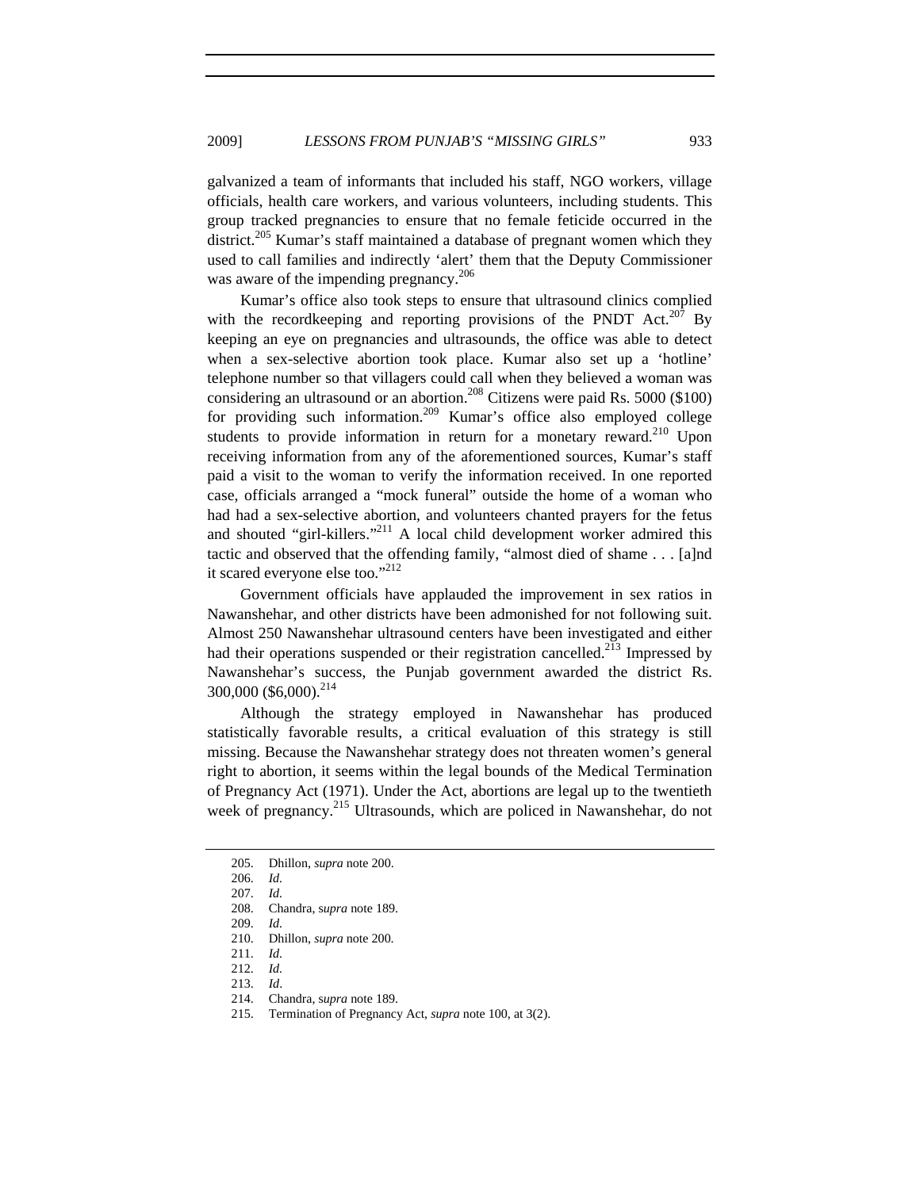galvanized a team of informants that included his staff, NGO workers, village officials, health care workers, and various volunteers, including students. This group tracked pregnancies to ensure that no female feticide occurred in the district.[205] Kumar's staff maintained a database of pregnant women which they used to call families and indirectly 'alert' them that the Deputy Commissioner was aware of the impending pregnancy.[206]

Kumar's office also took steps to ensure that ultrasound clinics complied with the recordkeeping and reporting provisions of the PNDT Act.[207] By keeping an eye on pregnancies and ultrasounds, the office was able to detect when a sex-selective abortion took place. Kumar also set up a 'hotline' telephone number so that villagers could call when they believed a woman was considering an ultrasound or an abortion.[208] Citizens were paid Rs. 5000 ($100) for providing such information.[209] Kumar's office also employed college students to provide information in return for a monetary reward.[210] Upon receiving information from any of the aforementioned sources, Kumar's staff paid a visit to the woman to verify the information received. In one reported case, officials arranged a "mock funeral" outside the home of a woman who had had a sex-selective abortion, and volunteers chanted prayers for the fetus and shouted "girl-killers."[211] A local child development worker admired this tactic and observed that the offending family, "almost died of shame . . . [a]nd it scared everyone else too."[212]

Government officials have applauded the improvement in sex ratios in Nawanshehar, and other districts have been admonished for not following suit. Almost 250 Nawanshehar ultrasound centers have been investigated and either had their operations suspended or their registration cancelled.[213] Impressed by Nawanshehar's success, the Punjab government awarded the district Rs. 300,000 ($6,000).[214]

Although the strategy employed in Nawanshehar has produced statistically favorable results, a critical evaluation of this strategy is still missing. Because the Nawanshehar strategy does not threaten women's general right to abortion, it seems within the legal bounds of the Medical Termination of Pregnancy Act (1971). Under the Act, abortions are legal up to the twentieth week of pregnancy.[215] Ultrasounds, which are policed in Nawanshehar, do not

---

205. Dhillon, *supra* note 200.
206. *Id.*
207. *Id.*
208. Chandra, s*upra* note 189.
209. *Id.*
210. Dhillon, *supra* note 200.
211. *Id.*
212. *Id.*
213. *Id*.
214. Chandra, s*upra* note 189.
215. Termination of Pregnancy Act, *supra* note 100, at 3(2).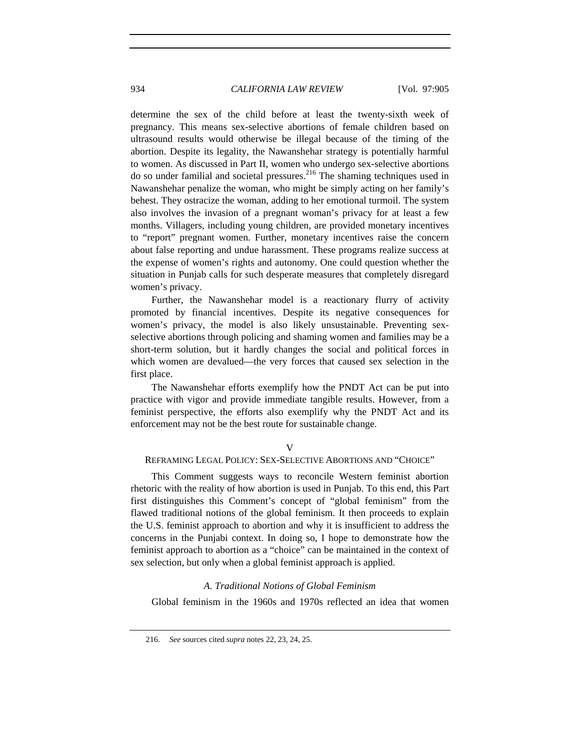determine the sex of the child before at least the twenty-sixth week of pregnancy. This means sex-selective abortions of female children based on ultrasound results would otherwise be illegal because of the timing of the abortion. Despite its legality, the Nawanshehar strategy is potentially harmful to women. As discussed in Part II, women who undergo sex-selective abortions do so under familial and societal pressures.[216] The shaming techniques used in Nawanshehar penalize the woman, who might be simply acting on her family's behest. They ostracize the woman, adding to her emotional turmoil. The system also involves the invasion of a pregnant woman's privacy for at least a few months. Villagers, including young children, are provided monetary incentives to "report" pregnant women. Further, monetary incentives raise the concern about false reporting and undue harassment. These programs realize success at the expense of women's rights and autonomy. One could question whether the situation in Punjab calls for such desperate measures that completely disregard women's privacy.

Further, the Nawanshehar model is a reactionary flurry of activity promoted by financial incentives. Despite its negative consequences for women's privacy, the model is also likely unsustainable. Preventing sex-selective abortions through policing and shaming women and families may be a short-term solution, but it hardly changes the social and political forces in which women are devalued—the very forces that caused sex selection in the first place.

The Nawanshehar efforts exemplify how the PNDT Act can be put into practice with vigor and provide immediate tangible results. However, from a feminist perspective, the efforts also exemplify why the PNDT Act and its enforcement may not be the best route for sustainable change.

## V
## REFRAMING LEGAL POLICY: SEX-SELECTIVE ABORTIONS AND "CHOICE"

This Comment suggests ways to reconcile Western feminist abortion rhetoric with the reality of how abortion is used in Punjab. To this end, this Part first distinguishes this Comment's concept of "global feminism" from the flawed traditional notions of the global feminism. It then proceeds to explain the U.S. feminist approach to abortion and why it is insufficient to address the concerns in the Punjabi context. In doing so, I hope to demonstrate how the feminist approach to abortion as a "choice" can be maintained in the context of sex selection, but only when a global feminist approach is applied.

### *A. Traditional Notions of Global Feminism*

Global feminism in the 1960s and 1970s reflected an idea that women

216. *See* sources cited *supra* notes 22, 23, 24, 25.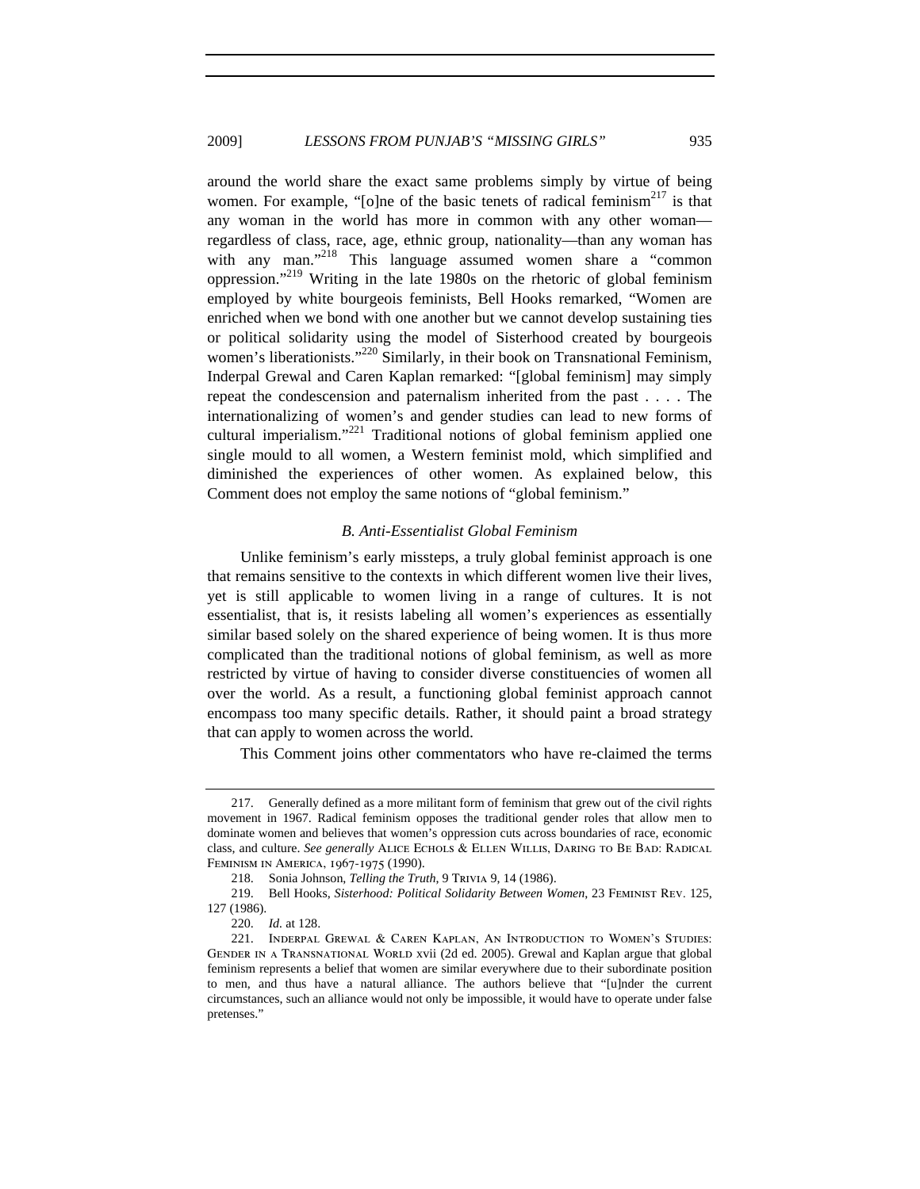around the world share the exact same problems simply by virtue of being women. For example, "[o]ne of the basic tenets of radical feminism[217] is that any woman in the world has more in common with any other woman—regardless of class, race, age, ethnic group, nationality—than any woman has with any man."[218] This language assumed women share a "common oppression."[219] Writing in the late 1980s on the rhetoric of global feminism employed by white bourgeois feminists, Bell Hooks remarked, "Women are enriched when we bond with one another but we cannot develop sustaining ties or political solidarity using the model of Sisterhood created by bourgeois women's liberationists."[220] Similarly, in their book on Transnational Feminism, Inderpal Grewal and Caren Kaplan remarked: "[global feminism] may simply repeat the condescension and paternalism inherited from the past . . . . The internationalizing of women's and gender studies can lead to new forms of cultural imperialism."[221] Traditional notions of global feminism applied one single mould to all women, a Western feminist mold, which simplified and diminished the experiences of other women. As explained below, this Comment does not employ the same notions of "global feminism."

### *B. Anti-Essentialist Global Feminism*

Unlike feminism's early missteps, a truly global feminist approach is one that remains sensitive to the contexts in which different women live their lives, yet is still applicable to women living in a range of cultures. It is not essentialist, that is, it resists labeling all women's experiences as essentially similar based solely on the shared experience of being women. It is thus more complicated than the traditional notions of global feminism, as well as more restricted by virtue of having to consider diverse constituencies of women all over the world. As a result, a functioning global feminist approach cannot encompass too many specific details. Rather, it should paint a broad strategy that can apply to women across the world.

This Comment joins other commentators who have re-claimed the terms

---

217. Generally defined as a more militant form of feminism that grew out of the civil rights movement in 1967. Radical feminism opposes the traditional gender roles that allow men to dominate women and believes that women's oppression cuts across boundaries of race, economic class, and culture. *See generally* ALICE ECHOLS & ELLEN WILLIS, DARING TO BE BAD: RADICAL FEMINISM IN AMERICA, 1967-1975 (1990).

218. Sonia Johnson, *Telling the Truth*, 9 TRIVIA 9, 14 (1986).

219. Bell Hooks, *Sisterhood: Political Solidarity Between Women*, 23 FEMINIST REV. 125, 127 (1986).

220. *Id.* at 128.

221. INDERPAL GREWAL & CAREN KAPLAN, AN INTRODUCTION TO WOMEN'S STUDIES: GENDER IN A TRANSNATIONAL WORLD xvii (2d ed. 2005). Grewal and Kaplan argue that global feminism represents a belief that women are similar everywhere due to their subordinate position to men, and thus have a natural alliance. The authors believe that "[u]nder the current circumstances, such an alliance would not only be impossible, it would have to operate under false pretenses."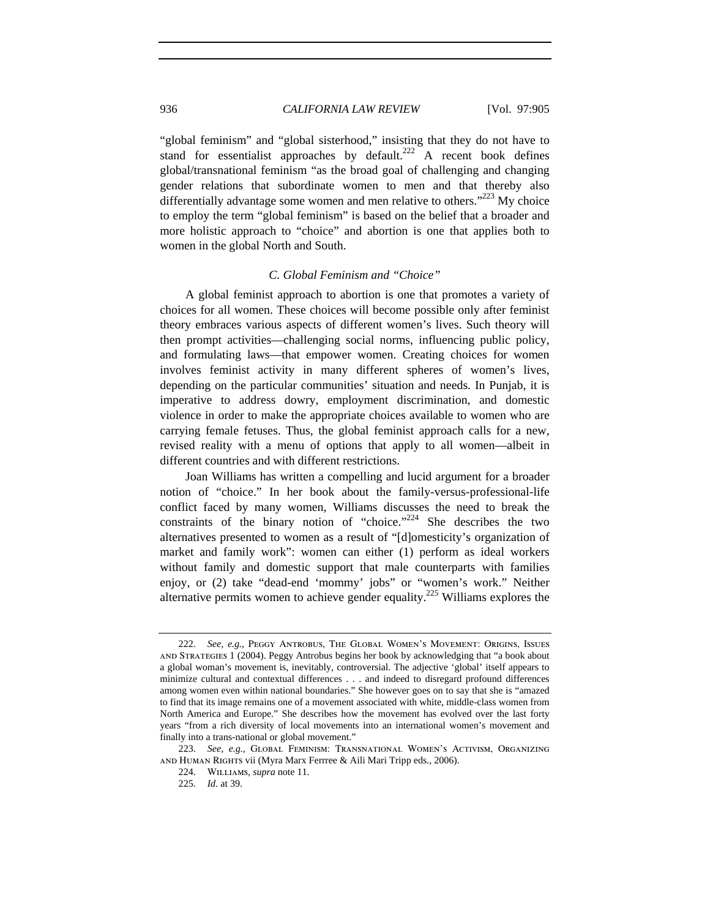"global feminism" and "global sisterhood," insisting that they do not have to stand for essentialist approaches by default.[222] A recent book defines global/transnational feminism "as the broad goal of challenging and changing gender relations that subordinate women to men and that thereby also differentially advantage some women and men relative to others."[223] My choice to employ the term "global feminism" is based on the belief that a broader and more holistic approach to "choice" and abortion is one that applies both to women in the global North and South.

### *C. Global Feminism and "Choice"*

A global feminist approach to abortion is one that promotes a variety of choices for all women. These choices will become possible only after feminist theory embraces various aspects of different women's lives. Such theory will then prompt activities—challenging social norms, influencing public policy, and formulating laws—that empower women. Creating choices for women involves feminist activity in many different spheres of women's lives, depending on the particular communities' situation and needs. In Punjab, it is imperative to address dowry, employment discrimination, and domestic violence in order to make the appropriate choices available to women who are carrying female fetuses. Thus, the global feminist approach calls for a new, revised reality with a menu of options that apply to all women—albeit in different countries and with different restrictions.

Joan Williams has written a compelling and lucid argument for a broader notion of "choice." In her book about the family-versus-professional-life conflict faced by many women, Williams discusses the need to break the constraints of the binary notion of "choice."[224] She describes the two alternatives presented to women as a result of "[d]omesticity's organization of market and family work": women can either (1) perform as ideal workers without family and domestic support that male counterparts with families enjoy, or (2) take "dead-end 'mommy' jobs" or "women's work." Neither alternative permits women to achieve gender equality.[225] Williams explores the

---

222. *See, e.g.*, Peggy Antrobus, The Global Women's Movement: Origins, Issues and Strategies 1 (2004). Peggy Antrobus begins her book by acknowledging that "a book about a global woman's movement is, inevitably, controversial. The adjective 'global' itself appears to minimize cultural and contextual differences . . . and indeed to disregard profound differences among women even within national boundaries." She however goes on to say that she is "amazed to find that its image remains one of a movement associated with white, middle-class women from North America and Europe." She describes how the movement has evolved over the last forty years "from a rich diversity of local movements into an international women's movement and finally into a trans-national or global movement."

223. *See, e.g.*, Global Feminism: Transnational Women's Activism, Organizing and Human Rights vii (Myra Marx Ferrree & Aili Mari Tripp eds., 2006).

224. Williams, *supra* note 11.

225. *Id.* at 39.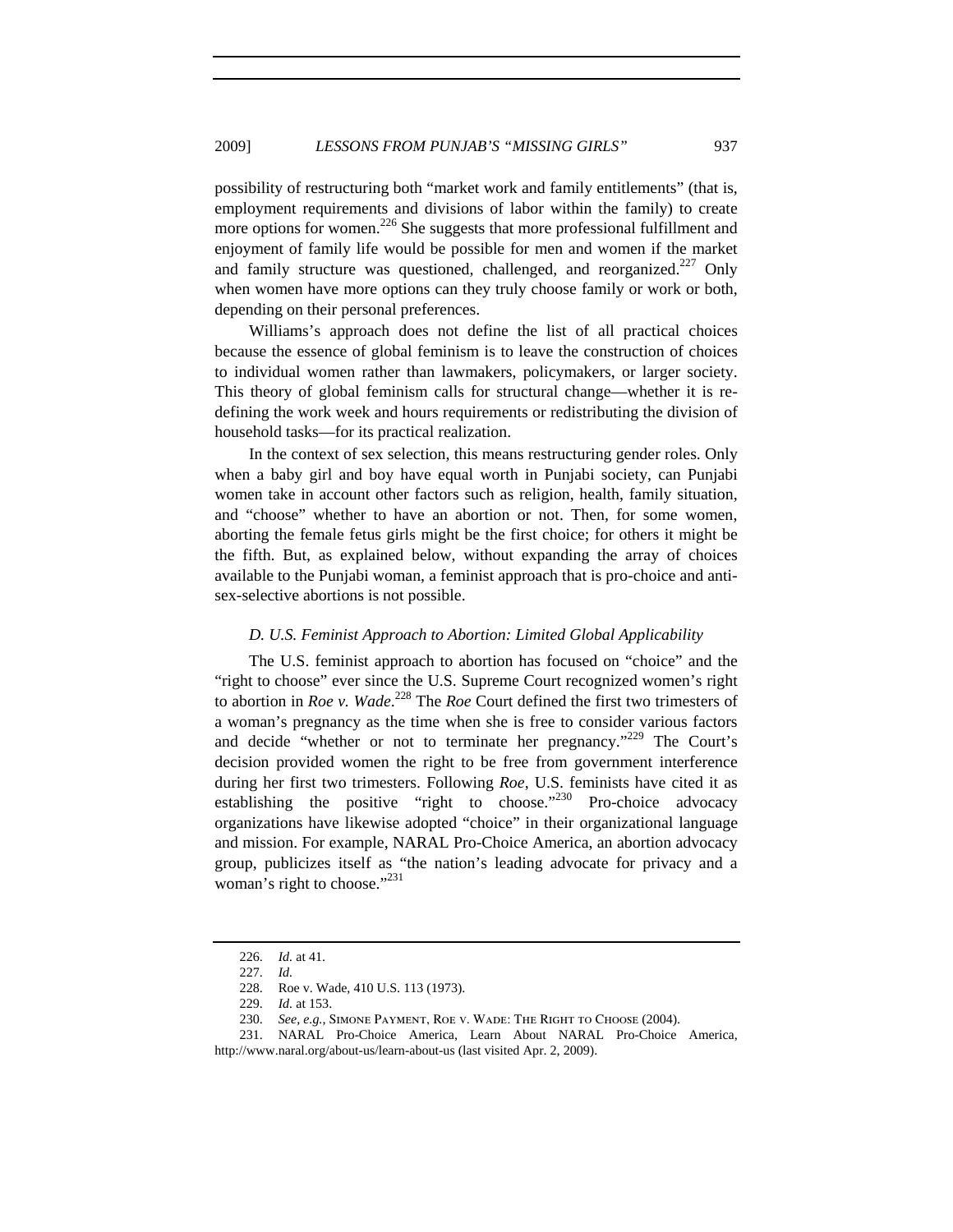possibility of restructuring both "market work and family entitlements" (that is, employment requirements and divisions of labor within the family) to create more options for women.[226] She suggests that more professional fulfillment and enjoyment of family life would be possible for men and women if the market and family structure was questioned, challenged, and reorganized.[227] Only when women have more options can they truly choose family or work or both, depending on their personal preferences.

Williams's approach does not define the list of all practical choices because the essence of global feminism is to leave the construction of choices to individual women rather than lawmakers, policymakers, or larger society. This theory of global feminism calls for structural change—whether it is re-defining the work week and hours requirements or redistributing the division of household tasks—for its practical realization.

In the context of sex selection, this means restructuring gender roles. Only when a baby girl and boy have equal worth in Punjabi society, can Punjabi women take in account other factors such as religion, health, family situation, and "choose" whether to have an abortion or not. Then, for some women, aborting the female fetus girls might be the first choice; for others it might be the fifth. But, as explained below, without expanding the array of choices available to the Punjabi woman, a feminist approach that is pro-choice and anti-sex-selective abortions is not possible.

### *D. U.S. Feminist Approach to Abortion: Limited Global Applicability*

The U.S. feminist approach to abortion has focused on "choice" and the "right to choose" ever since the U.S. Supreme Court recognized women's right to abortion in *Roe v. Wade*.[228] The *Roe* Court defined the first two trimesters of a woman's pregnancy as the time when she is free to consider various factors and decide "whether or not to terminate her pregnancy."[229] The Court's decision provided women the right to be free from government interference during her first two trimesters. Following *Roe*, U.S. feminists have cited it as establishing the positive "right to choose."[230] Pro-choice advocacy organizations have likewise adopted "choice" in their organizational language and mission. For example, NARAL Pro-Choice America, an abortion advocacy group, publicizes itself as "the nation's leading advocate for privacy and a woman's right to choose."[231]

---

226. *Id.* at 41.

227. *Id.*

228. Roe v. Wade, 410 U.S. 113 (1973).

229. *Id.* at 153.

230. *See, e.g.*, SIMONE PAYMENT, ROE V. WADE: THE RIGHT TO CHOOSE (2004).

231. NARAL Pro-Choice America, Learn About NARAL Pro-Choice America, http://www.naral.org/about-us/learn-about-us (last visited Apr. 2, 2009).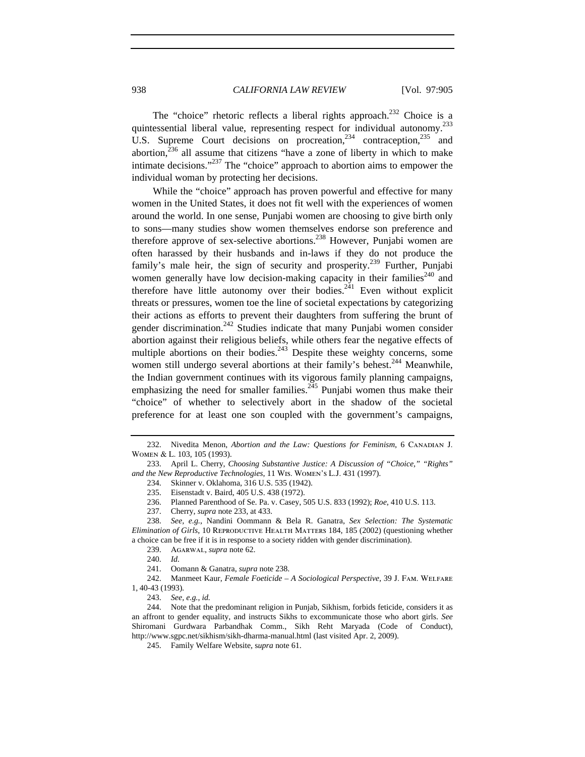The "choice" rhetoric reflects a liberal rights approach.[232] Choice is a quintessential liberal value, representing respect for individual autonomy.[233] U.S. Supreme Court decisions on procreation,[234] contraception,[235] and abortion,[236] all assume that citizens "have a zone of liberty in which to make intimate decisions."[237] The "choice" approach to abortion aims to empower the individual woman by protecting her decisions.

While the "choice" approach has proven powerful and effective for many women in the United States, it does not fit well with the experiences of women around the world. In one sense, Punjabi women are choosing to give birth only to sons—many studies show women themselves endorse son preference and therefore approve of sex-selective abortions.[238] However, Punjabi women are often harassed by their husbands and in-laws if they do not produce the family's male heir, the sign of security and prosperity.[239] Further, Punjabi women generally have low decision-making capacity in their families[240] and therefore have little autonomy over their bodies.[241] Even without explicit threats or pressures, women toe the line of societal expectations by categorizing their actions as efforts to prevent their daughters from suffering the brunt of gender discrimination.[242] Studies indicate that many Punjabi women consider abortion against their religious beliefs, while others fear the negative effects of multiple abortions on their bodies.[243] Despite these weighty concerns, some women still undergo several abortions at their family's behest.[244] Meanwhile, the Indian government continues with its vigorous family planning campaigns, emphasizing the need for smaller families.[245] Punjabi women thus make their "choice" of whether to selectively abort in the shadow of the societal preference for at least one son coupled with the government's campaigns,

---

232. Nivedita Menon, *Abortion and the Law: Questions for Feminism*, 6 CANADIAN J. WOMEN & L. 103, 105 (1993).

233. April L. Cherry, *Choosing Substantive Justice: A Discussion of "Choice," "Rights" and the New Reproductive Technologies*, 11 WIS. WOMEN'S L.J. 431 (1997).

234. Skinner v. Oklahoma, 316 U.S. 535 (1942).

235. Eisenstadt v. Baird, 405 U.S. 438 (1972).

236. Planned Parenthood of Se. Pa. v. Casey, 505 U.S. 833 (1992); *Roe*, 410 U.S. 113.

237. Cherry, *supra* note 233, at 433.

238. *See, e.g.*, Nandini Oommann & Bela R. Ganatra, *Sex Selection: The Systematic Elimination of Girls*, 10 REPRODUCTIVE HEALTH MATTERS 184, 185 (2002) (questioning whether a choice can be free if it is in response to a society ridden with gender discrimination).

239. AGARWAL, *supra* note 62.

240. *Id.*

241. Oomann & Ganatra, *supra* note 238.

242. Manmeet Kaur, *Female Foeticide – A Sociological Perspective*, 39 J. FAM. WELFARE 1, 40-43 (1993).

243. *See, e.g.*, *id.*

244. Note that the predominant religion in Punjab, Sikhism, forbids feticide, considers it as an affront to gender equality, and instructs Sikhs to excommunicate those who abort girls. *See* Shiromani Gurdwara Parbandhak Comm., Sikh Reht Maryada (Code of Conduct), http://www.sgpc.net/sikhism/sikh-dharma-manual.html (last visited Apr. 2, 2009).

245. Family Welfare Website, *supra* note 61.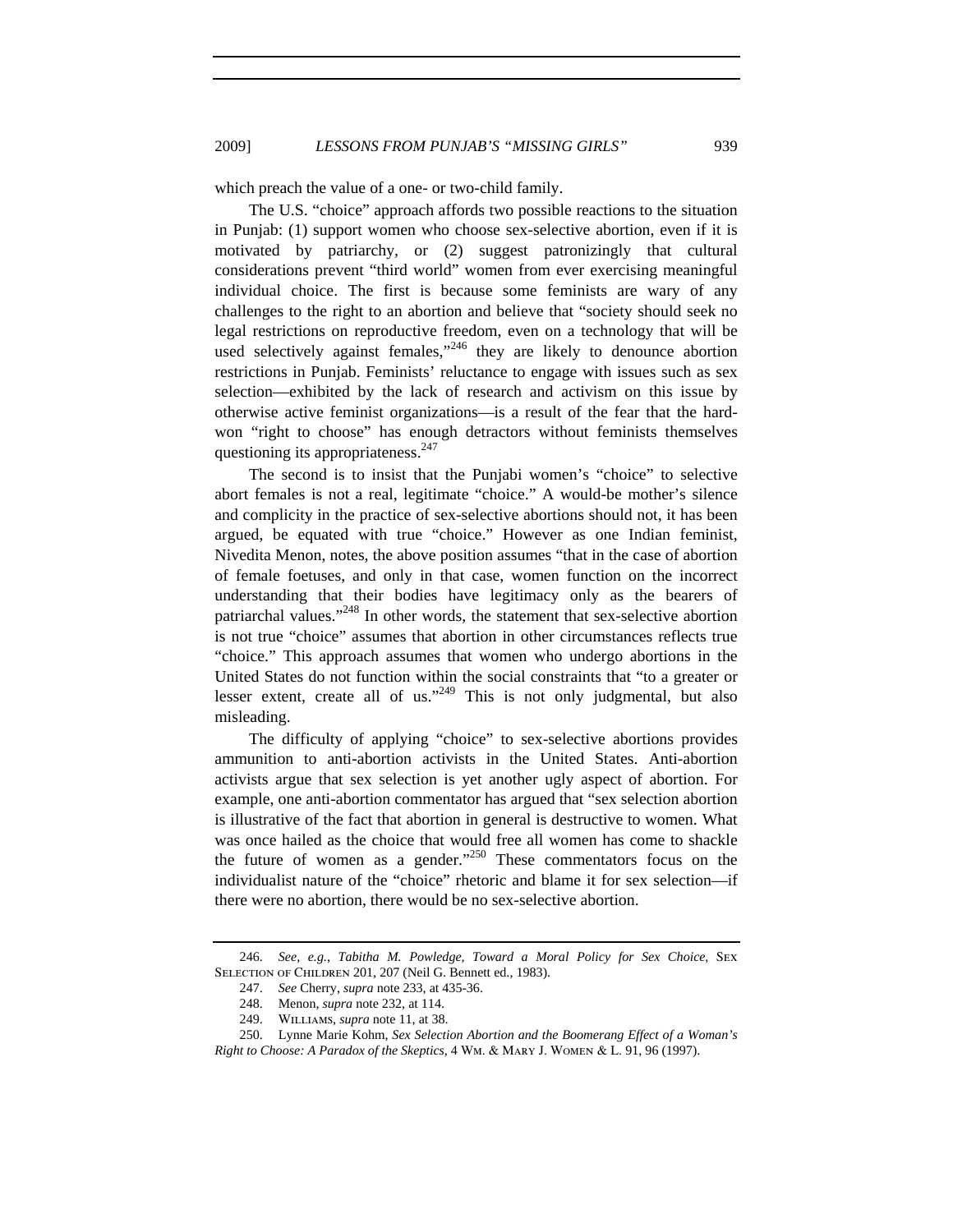which preach the value of a one- or two-child family.

The U.S. "choice" approach affords two possible reactions to the situation in Punjab: (1) support women who choose sex-selective abortion, even if it is motivated by patriarchy, or (2) suggest patronizingly that cultural considerations prevent "third world" women from ever exercising meaningful individual choice. The first is because some feminists are wary of any challenges to the right to an abortion and believe that "society should seek no legal restrictions on reproductive freedom, even on a technology that will be used selectively against females,"[246] they are likely to denounce abortion restrictions in Punjab. Feminists' reluctance to engage with issues such as sex selection—exhibited by the lack of research and activism on this issue by otherwise active feminist organizations—is a result of the fear that the hard-won "right to choose" has enough detractors without feminists themselves questioning its appropriateness.[247]

The second is to insist that the Punjabi women's "choice" to selective abort females is not a real, legitimate "choice." A would-be mother's silence and complicity in the practice of sex-selective abortions should not, it has been argued, be equated with true "choice." However as one Indian feminist, Nivedita Menon, notes, the above position assumes "that in the case of abortion of female foetuses, and only in that case, women function on the incorrect understanding that their bodies have legitimacy only as the bearers of patriarchal values."[248] In other words, the statement that sex-selective abortion is not true "choice" assumes that abortion in other circumstances reflects true "choice." This approach assumes that women who undergo abortions in the United States do not function within the social constraints that "to a greater or lesser extent, create all of us."[249] This is not only judgmental, but also misleading.

The difficulty of applying "choice" to sex-selective abortions provides ammunition to anti-abortion activists in the United States. Anti-abortion activists argue that sex selection is yet another ugly aspect of abortion. For example, one anti-abortion commentator has argued that "sex selection abortion is illustrative of the fact that abortion in general is destructive to women. What was once hailed as the choice that would free all women has come to shackle the future of women as a gender."[250] These commentators focus on the individualist nature of the "choice" rhetoric and blame it for sex selection—if there were no abortion, there would be no sex-selective abortion.

---

246. *See, e.g.*, *Tabitha M. Powledge, Toward a Moral Policy for Sex Choice*, SEX SELECTION OF CHILDREN 201, 207 (Neil G. Bennett ed., 1983).

247. *See* Cherry, *supra* note 233, at 435-36.

248. Menon, *supra* note 232, at 114.

249. WILLIAMS, *supra* note 11, at 38.

250. Lynne Marie Kohm, *Sex Selection Abortion and the Boomerang Effect of a Woman's Right to Choose: A Paradox of the Skeptics*, 4 WM. & MARY J. WOMEN & L. 91, 96 (1997).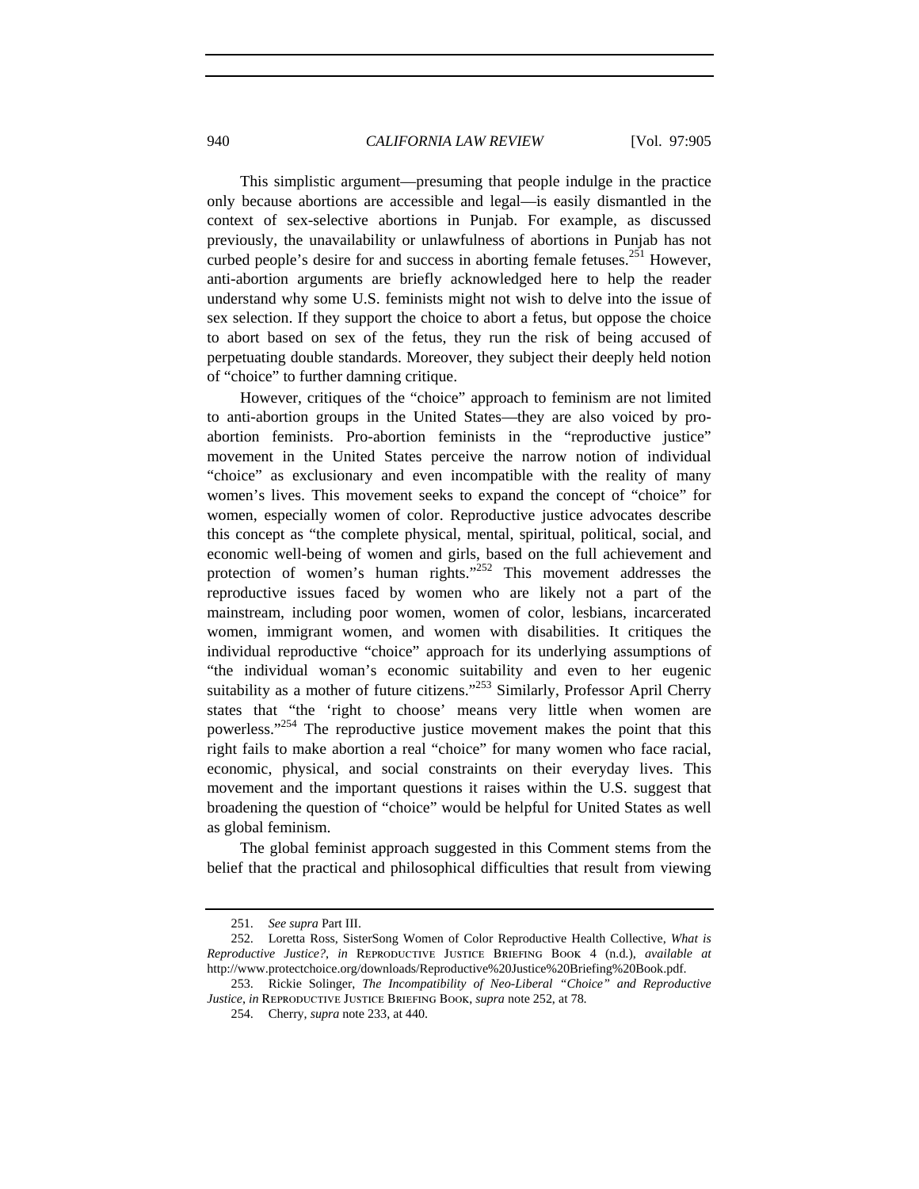This simplistic argument—presuming that people indulge in the practice only because abortions are accessible and legal—is easily dismantled in the context of sex-selective abortions in Punjab. For example, as discussed previously, the unavailability or unlawfulness of abortions in Punjab has not curbed people's desire for and success in aborting female fetuses.[251] However, anti-abortion arguments are briefly acknowledged here to help the reader understand why some U.S. feminists might not wish to delve into the issue of sex selection. If they support the choice to abort a fetus, but oppose the choice to abort based on sex of the fetus, they run the risk of being accused of perpetuating double standards. Moreover, they subject their deeply held notion of "choice" to further damning critique.

However, critiques of the "choice" approach to feminism are not limited to anti-abortion groups in the United States—they are also voiced by pro-abortion feminists. Pro-abortion feminists in the "reproductive justice" movement in the United States perceive the narrow notion of individual "choice" as exclusionary and even incompatible with the reality of many women's lives. This movement seeks to expand the concept of "choice" for women, especially women of color. Reproductive justice advocates describe this concept as "the complete physical, mental, spiritual, political, social, and economic well-being of women and girls, based on the full achievement and protection of women's human rights."[252] This movement addresses the reproductive issues faced by women who are likely not a part of the mainstream, including poor women, women of color, lesbians, incarcerated women, immigrant women, and women with disabilities. It critiques the individual reproductive "choice" approach for its underlying assumptions of "the individual woman's economic suitability and even to her eugenic suitability as a mother of future citizens."[253] Similarly, Professor April Cherry states that "the 'right to choose' means very little when women are powerless."[254] The reproductive justice movement makes the point that this right fails to make abortion a real "choice" for many women who face racial, economic, physical, and social constraints on their everyday lives. This movement and the important questions it raises within the U.S. suggest that broadening the question of "choice" would be helpful for United States as well as global feminism.

The global feminist approach suggested in this Comment stems from the belief that the practical and philosophical difficulties that result from viewing

---

251. *See supra* Part III.

252. Loretta Ross, SisterSong Women of Color Reproductive Health Collective, *What is Reproductive Justice?*, *in* REPRODUCTIVE JUSTICE BRIEFING BOOK 4 (n.d.), *available at* http://www.protectchoice.org/downloads/Reproductive%20Justice%20Briefing%20Book.pdf.

253. Rickie Solinger, *The Incompatibility of Neo-Liberal "Choice" and Reproductive Justice*, *in* REPRODUCTIVE JUSTICE BRIEFING BOOK, *supra* note 252, at 78.

254. Cherry, *supra* note 233, at 440.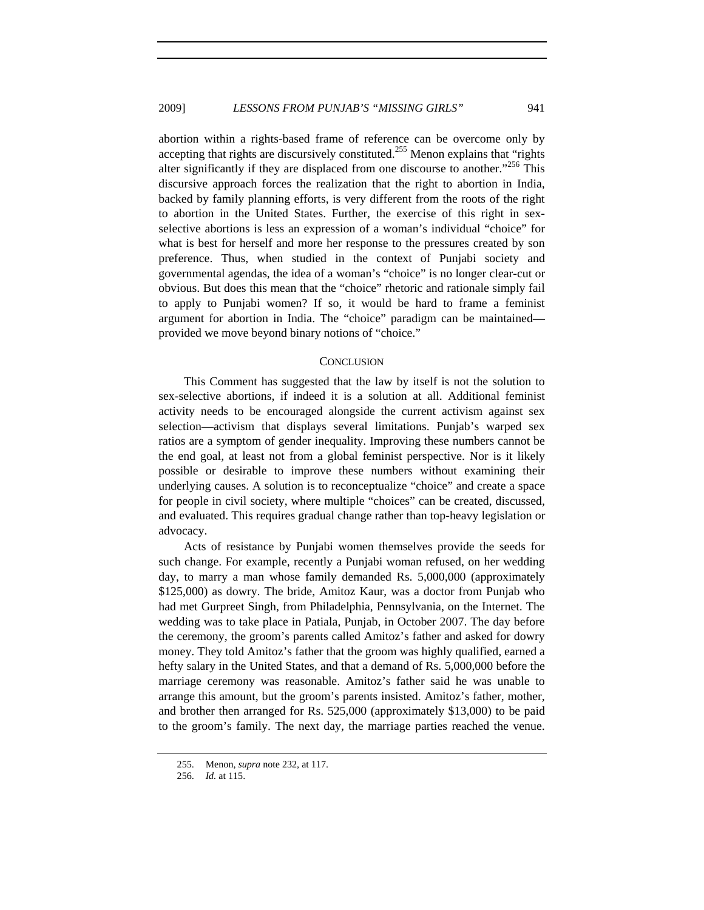abortion within a rights-based frame of reference can be overcome only by accepting that rights are discursively constituted.[255] Menon explains that "rights alter significantly if they are displaced from one discourse to another."[256] This discursive approach forces the realization that the right to abortion in India, backed by family planning efforts, is very different from the roots of the right to abortion in the United States. Further, the exercise of this right in sex-selective abortions is less an expression of a woman's individual "choice" for what is best for herself and more her response to the pressures created by son preference. Thus, when studied in the context of Punjabi society and governmental agendas, the idea of a woman's "choice" is no longer clear-cut or obvious. But does this mean that the "choice" rhetoric and rationale simply fail to apply to Punjabi women? If so, it would be hard to frame a feminist argument for abortion in India. The "choice" paradigm can be maintained—provided we move beyond binary notions of "choice."

## CONCLUSION

This Comment has suggested that the law by itself is not the solution to sex-selective abortions, if indeed it is a solution at all. Additional feminist activity needs to be encouraged alongside the current activism against sex selection—activism that displays several limitations. Punjab's warped sex ratios are a symptom of gender inequality. Improving these numbers cannot be the end goal, at least not from a global feminist perspective. Nor is it likely possible or desirable to improve these numbers without examining their underlying causes. A solution is to reconceptualize "choice" and create a space for people in civil society, where multiple "choices" can be created, discussed, and evaluated. This requires gradual change rather than top-heavy legislation or advocacy.

Acts of resistance by Punjabi women themselves provide the seeds for such change. For example, recently a Punjabi woman refused, on her wedding day, to marry a man whose family demanded Rs. 5,000,000 (approximately $125,000) as dowry. The bride, Amitoz Kaur, was a doctor from Punjab who had met Gurpreet Singh, from Philadelphia, Pennsylvania, on the Internet. The wedding was to take place in Patiala, Punjab, in October 2007. The day before the ceremony, the groom's parents called Amitoz's father and asked for dowry money. They told Amitoz's father that the groom was highly qualified, earned a hefty salary in the United States, and that a demand of Rs. 5,000,000 before the marriage ceremony was reasonable. Amitoz's father said he was unable to arrange this amount, but the groom's parents insisted. Amitoz's father, mother, and brother then arranged for Rs. 525,000 (approximately $13,000) to be paid to the groom's family. The next day, the marriage parties reached the venue.

---

255. Menon, *supra* note 232, at 117.

256. *Id.* at 115.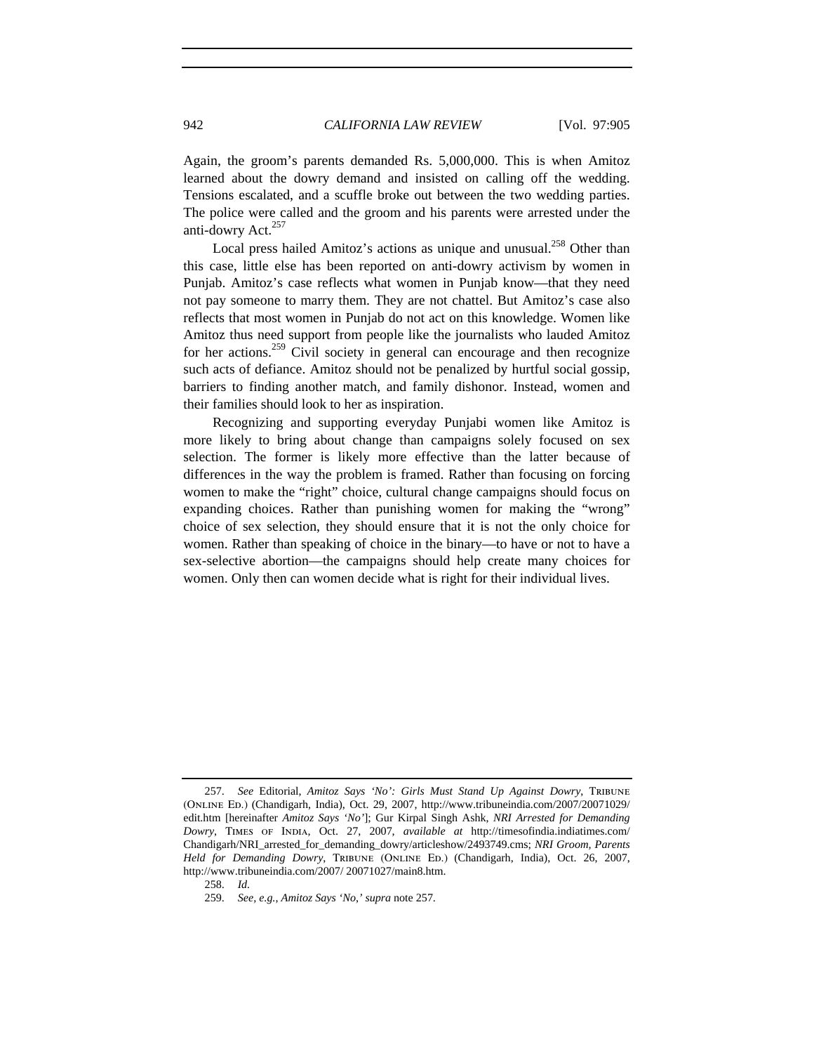Again, the groom's parents demanded Rs. 5,000,000. This is when Amitoz learned about the dowry demand and insisted on calling off the wedding. Tensions escalated, and a scuffle broke out between the two wedding parties. The police were called and the groom and his parents were arrested under the anti-dowry Act.[257]

Local press hailed Amitoz's actions as unique and unusual.[258] Other than this case, little else has been reported on anti-dowry activism by women in Punjab. Amitoz's case reflects what women in Punjab know—that they need not pay someone to marry them. They are not chattel. But Amitoz's case also reflects that most women in Punjab do not act on this knowledge. Women like Amitoz thus need support from people like the journalists who lauded Amitoz for her actions.[259] Civil society in general can encourage and then recognize such acts of defiance. Amitoz should not be penalized by hurtful social gossip, barriers to finding another match, and family dishonor. Instead, women and their families should look to her as inspiration.

Recognizing and supporting everyday Punjabi women like Amitoz is more likely to bring about change than campaigns solely focused on sex selection. The former is likely more effective than the latter because of differences in the way the problem is framed. Rather than focusing on forcing women to make the "right" choice, cultural change campaigns should focus on expanding choices. Rather than punishing women for making the "wrong" choice of sex selection, they should ensure that it is not the only choice for women. Rather than speaking of choice in the binary—to have or not to have a sex-selective abortion—the campaigns should help create many choices for women. Only then can women decide what is right for their individual lives.

---

257. *See* Editorial, *Amitoz Says 'No': Girls Must Stand Up Against Dowry*, TRIBUNE (ONLINE ED.) (Chandigarh, India), Oct. 29, 2007, http://www.tribuneindia.com/2007/20071029/edit.htm [hereinafter *Amitoz Says 'No'*]; Gur Kirpal Singh Ashk, *NRI Arrested for Demanding Dowry*, TIMES OF INDIA, Oct. 27, 2007, *available at* http://timesofindia.indiatimes.com/Chandigarh/NRI_arrested_for_demanding_dowry/articleshow/2493749.cms; *NRI Groom, Parents Held for Demanding Dowry*, TRIBUNE (ONLINE ED.) (Chandigarh, India), Oct. 26, 2007, http://www.tribuneindia.com/2007/ 20071027/main8.htm.

258. *Id.*

259. *See, e.g.*, *Amitoz Says 'No,' supra* note 257.